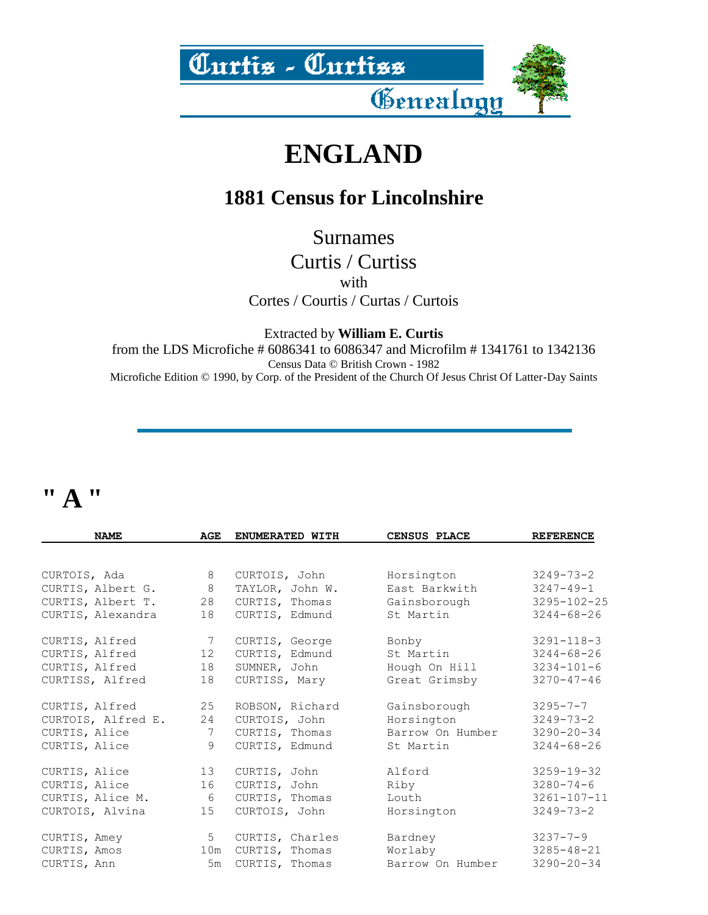Curtis - Curtiss Genealogy

# ENGLAND

## 1881 Census for Lincolnshire

Surnames
Curtis / Curtiss
with
Cortes / Courtis / Curtas / Curtois

Extracted by **William E. Curtis**
from the LDS Microfiche # 6086341 to 6086347 and Microfilm # 1341761 to 1342136
Census Data © British Crown - 1982
Microfiche Edition © 1990, by Corp. of the President of the Church Of Jesus Christ Of Latter-Day Saints

---

# " A "

| NAME | AGE | ENUMERATED WITH | CENSUS PLACE | REFERENCE |
|---|---|---|---|---|
| CURTOIS, Ada | 8 | CURTOIS, John | Horsington | 3249-73-2 |
| CURTIS, Albert G. | 8 | TAYLOR, John W. | East Barkwith | 3247-49-1 |
| CURTIS, Albert T. | 28 | CURTIS, Thomas | Gainsborough | 3295-102-25 |
| CURTIS, Alexandra | 18 | CURTIS, Edmund | St Martin | 3244-68-26 |
| CURTIS, Alfred | 7 | CURTIS, George | Bonby | 3291-118-3 |
| CURTIS, Alfred | 12 | CURTIS, Edmund | St Martin | 3244-68-26 |
| CURTIS, Alfred | 18 | SUMNER, John | Hough On Hill | 3234-101-6 |
| CURTISS, Alfred | 18 | CURTISS, Mary | Great Grimsby | 3270-47-46 |
| CURTIS, Alfred | 25 | ROBSON, Richard | Gainsborough | 3295-7-7 |
| CURTOIS, Alfred E. | 24 | CURTOIS, John | Horsington | 3249-73-2 |
| CURTIS, Alice | 7 | CURTIS, Thomas | Barrow On Humber | 3290-20-34 |
| CURTIS, Alice | 9 | CURTIS, Edmund | St Martin | 3244-68-26 |
| CURTIS, Alice | 13 | CURTIS, John | Alford | 3259-19-32 |
| CURTIS, Alice | 16 | CURTIS, John | Riby | 3280-74-6 |
| CURTIS, Alice M. | 6 | CURTIS, Thomas | Louth | 3261-107-11 |
| CURTOIS, Alvina | 15 | CURTOIS, John | Horsington | 3249-73-2 |
| CURTIS, Amey | 5 | CURTIS, Charles | Bardney | 3237-7-9 |
| CURTIS, Amos | 10m | CURTIS, Thomas | Worlaby | 3285-48-21 |
| CURTIS, Ann | 5m | CURTIS, Thomas | Barrow On Humber | 3290-20-34 |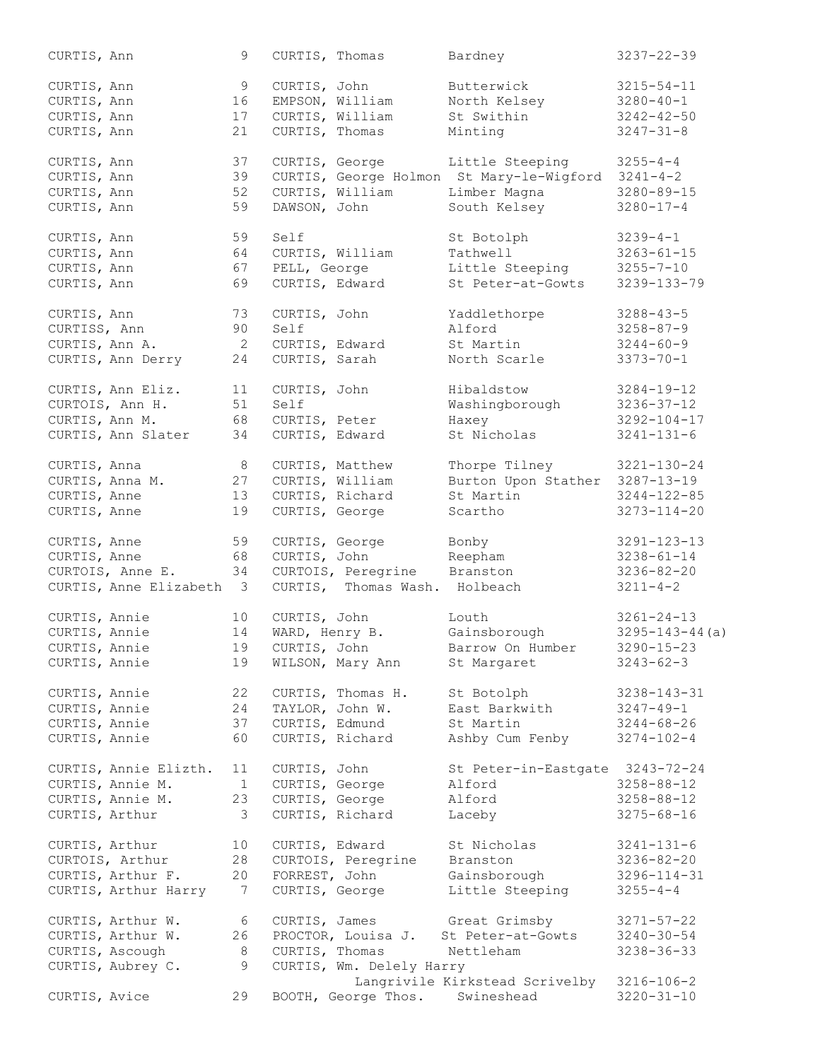| Name | Age | Head of Household | Place | Reference |
|---|---|---|---|---|
| CURTIS, Ann | 9 | CURTIS, Thomas | Bardney | 3237-22-39 |
| CURTIS, Ann | 9 | CURTIS, John | Butterwick | 3215-54-11 |
| CURTIS, Ann | 16 | EMPSON, William | North Kelsey | 3280-40-1 |
| CURTIS, Ann | 17 | CURTIS, William | St Swithin | 3242-42-50 |
| CURTIS, Ann | 21 | CURTIS, Thomas | Minting | 3247-31-8 |
| CURTIS, Ann | 37 | CURTIS, George | Little Steeping | 3255-4-4 |
| CURTIS, Ann | 39 | CURTIS, George Holmon | St Mary-le-Wigford | 3241-4-2 |
| CURTIS, Ann | 52 | CURTIS, William | Limber Magna | 3280-89-15 |
| CURTIS, Ann | 59 | DAWSON, John | South Kelsey | 3280-17-4 |
| CURTIS, Ann | 59 | Self | St Botolph | 3239-4-1 |
| CURTIS, Ann | 64 | CURTIS, William | Tathwell | 3263-61-15 |
| CURTIS, Ann | 67 | PELL, George | Little Steeping | 3255-7-10 |
| CURTIS, Ann | 69 | CURTIS, Edward | St Peter-at-Gowts | 3239-133-79 |
| CURTIS, Ann | 73 | CURTIS, John | Yaddlethorpe | 3288-43-5 |
| CURTISS, Ann | 90 | Self | Alford | 3258-87-9 |
| CURTIS, Ann A. | 2 | CURTIS, Edward | St Martin | 3244-60-9 |
| CURTIS, Ann Derry | 24 | CURTIS, Sarah | North Scarle | 3373-70-1 |
| CURTIS, Ann Eliz. | 11 | CURTIS, John | Hibaldstow | 3284-19-12 |
| CURTOIS, Ann H. | 51 | Self | Washingborough | 3236-37-12 |
| CURTIS, Ann M. | 68 | CURTIS, Peter | Haxey | 3292-104-17 |
| CURTIS, Ann Slater | 34 | CURTIS, Edward | St Nicholas | 3241-131-6 |
| CURTIS, Anna | 8 | CURTIS, Matthew | Thorpe Tilney | 3221-130-24 |
| CURTIS, Anna M. | 27 | CURTIS, William | Burton Upon Stather | 3287-13-19 |
| CURTIS, Anne | 13 | CURTIS, Richard | St Martin | 3244-122-85 |
| CURTIS, Anne | 19 | CURTIS, George | Scartho | 3273-114-20 |
| CURTIS, Anne | 59 | CURTIS, George | Bonby | 3291-123-13 |
| CURTIS, Anne | 68 | CURTIS, John | Reepham | 3238-61-14 |
| CURTOIS, Anne E. | 34 | CURTOIS, Peregrine | Branston | 3236-82-20 |
| CURTIS, Anne Elizabeth | 3 | CURTIS, Thomas Wash. | Holbeach | 3211-4-2 |
| CURTIS, Annie | 10 | CURTIS, John | Louth | 3261-24-13 |
| CURTIS, Annie | 14 | WARD, Henry B. | Gainsborough | 3295-143-44(a) |
| CURTIS, Annie | 19 | CURTIS, John | Barrow On Humber | 3290-15-23 |
| CURTIS, Annie | 19 | WILSON, Mary Ann | St Margaret | 3243-62-3 |
| CURTIS, Annie | 22 | CURTIS, Thomas H. | St Botolph | 3238-143-31 |
| CURTIS, Annie | 24 | TAYLOR, John W. | East Barkwith | 3247-49-1 |
| CURTIS, Annie | 37 | CURTIS, Edmund | St Martin | 3244-68-26 |
| CURTIS, Annie | 60 | CURTIS, Richard | Ashby Cum Fenby | 3274-102-4 |
| CURTIS, Annie Elizth. | 11 | CURTIS, John | St Peter-in-Eastgate | 3243-72-24 |
| CURTIS, Annie M. | 1 | CURTIS, George | Alford | 3258-88-12 |
| CURTIS, Annie M. | 23 | CURTIS, George | Alford | 3258-88-12 |
| CURTIS, Arthur | 3 | CURTIS, Richard | Laceby | 3275-68-16 |
| CURTIS, Arthur | 10 | CURTIS, Edward | St Nicholas | 3241-131-6 |
| CURTOIS, Arthur | 28 | CURTOIS, Peregrine | Branston | 3236-82-20 |
| CURTIS, Arthur F. | 20 | FORREST, John | Gainsborough | 3296-114-31 |
| CURTIS, Arthur Harry | 7 | CURTIS, George | Little Steeping | 3255-4-4 |
| CURTIS, Arthur W. | 6 | CURTIS, James | Great Grimsby | 3271-57-22 |
| CURTIS, Arthur W. | 26 | PROCTOR, Louisa J. | St Peter-at-Gowts | 3240-30-54 |
| CURTIS, Ascough | 8 | CURTIS, Thomas | Nettleham | 3238-36-33 |
| CURTIS, Aubrey C. | 9 | CURTIS, Wm. Delely Harry | Langrivile Kirkstead Scrivelby | 3216-106-2 |
| CURTIS, Avice | 29 | BOOTH, George Thos. | Swineshead | 3220-31-10 |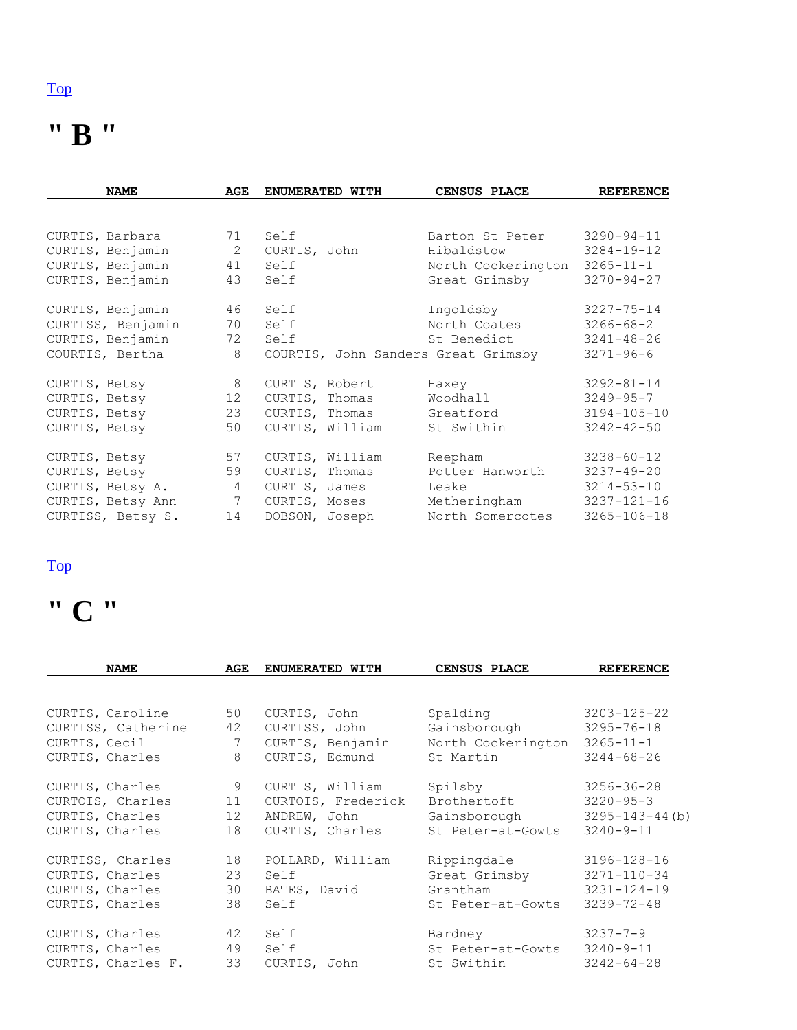Top

# " B "

| NAME | AGE | ENUMERATED WITH | CENSUS PLACE | REFERENCE |
|---|---|---|---|---|
| CURTIS, Barbara | 71 | Self | Barton St Peter | 3290-94-11 |
| CURTIS, Benjamin | 2 | CURTIS, John | Hibaldstow | 3284-19-12 |
| CURTIS, Benjamin | 41 | Self | North Cockerington | 3265-11-1 |
| CURTIS, Benjamin | 43 | Self | Great Grimsby | 3270-94-27 |
| CURTIS, Benjamin | 46 | Self | Ingoldsby | 3227-75-14 |
| CURTISS, Benjamin | 70 | Self | North Coates | 3266-68-2 |
| CURTIS, Benjamin | 72 | Self | St Benedict | 3241-48-26 |
| COURTIS, Bertha | 8 | COURTIS, John Sanders | Great Grimsby | 3271-96-6 |
| CURTIS, Betsy | 8 | CURTIS, Robert | Haxey | 3292-81-14 |
| CURTIS, Betsy | 12 | CURTIS, Thomas | Woodhall | 3249-95-7 |
| CURTIS, Betsy | 23 | CURTIS, Thomas | Greatford | 3194-105-10 |
| CURTIS, Betsy | 50 | CURTIS, William | St Swithin | 3242-42-50 |
| CURTIS, Betsy | 57 | CURTIS, William | Reepham | 3238-60-12 |
| CURTIS, Betsy | 59 | CURTIS, Thomas | Potter Hanworth | 3237-49-20 |
| CURTIS, Betsy A. | 4 | CURTIS, James | Leake | 3214-53-10 |
| CURTIS, Betsy Ann | 7 | CURTIS, Moses | Metheringham | 3237-121-16 |
| CURTISS, Betsy S. | 14 | DOBSON, Joseph | North Somercotes | 3265-106-18 |

Top

# " C "

| NAME | AGE | ENUMERATED WITH | CENSUS PLACE | REFERENCE |
|---|---|---|---|---|
| CURTIS, Caroline | 50 | CURTIS, John | Spalding | 3203-125-22 |
| CURTISS, Catherine | 42 | CURTISS, John | Gainsborough | 3295-76-18 |
| CURTIS, Cecil | 7 | CURTIS, Benjamin | North Cockerington | 3265-11-1 |
| CURTIS, Charles | 8 | CURTIS, Edmund | St Martin | 3244-68-26 |
| CURTIS, Charles | 9 | CURTIS, William | Spilsby | 3256-36-28 |
| CURTOIS, Charles | 11 | CURTOIS, Frederick | Brothertoft | 3220-95-3 |
| CURTIS, Charles | 12 | ANDREW, John | Gainsborough | 3295-143-44(b) |
| CURTIS, Charles | 18 | CURTIS, Charles | St Peter-at-Gowts | 3240-9-11 |
| CURTISS, Charles | 18 | POLLARD, William | Rippingdale | 3196-128-16 |
| CURTIS, Charles | 23 | Self | Great Grimsby | 3271-110-34 |
| CURTIS, Charles | 30 | BATES, David | Grantham | 3231-124-19 |
| CURTIS, Charles | 38 | Self | St Peter-at-Gowts | 3239-72-48 |
| CURTIS, Charles | 42 | Self | Bardney | 3237-7-9 |
| CURTIS, Charles | 49 | Self | St Peter-at-Gowts | 3240-9-11 |
| CURTIS, Charles F. | 33 | CURTIS, John | St Swithin | 3242-64-28 |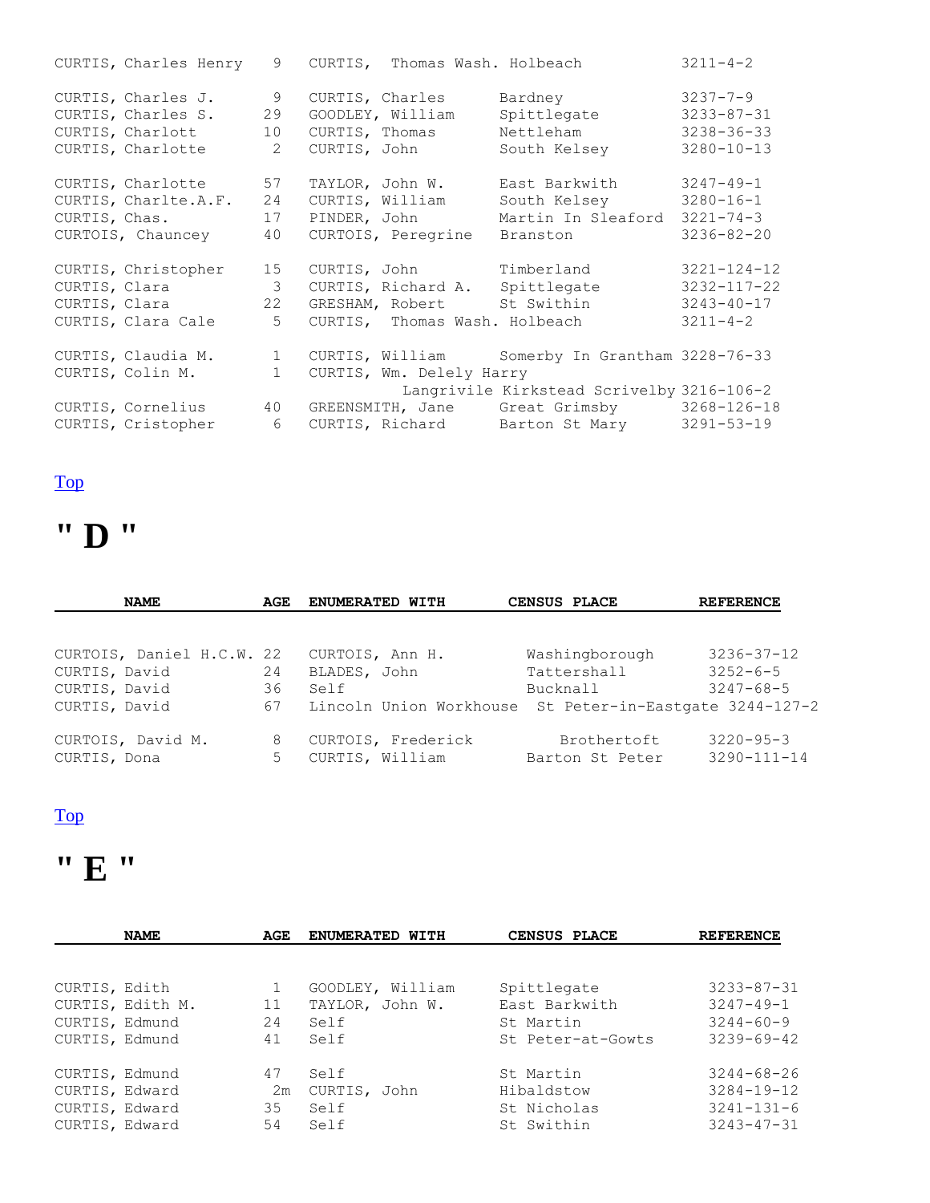| NAME | AGE | ENUMERATED WITH | CENSUS PLACE | REFERENCE |
|---|---|---|---|---|
| CURTIS, Charles Henry | 9 | CURTIS, Thomas Wash. | Holbeach | 3211-4-2 |
| CURTIS, Charles J. | 9 | CURTIS, Charles | Bardney | 3237-7-9 |
| CURTIS, Charles S. | 29 | GOODLEY, William | Spittlegate | 3233-87-31 |
| CURTIS, Charlott | 10 | CURTIS, Thomas | Nettleham | 3238-36-33 |
| CURTIS, Charlotte | 2 | CURTIS, John | South Kelsey | 3280-10-13 |
| CURTIS, Charlotte | 57 | TAYLOR, John W. | East Barkwith | 3247-49-1 |
| CURTIS, Charlte.A.F. | 24 | CURTIS, William | South Kelsey | 3280-16-1 |
| CURTIS, Chas. | 17 | PINDER, John | Martin In Sleaford | 3221-74-3 |
| CURTOIS, Chauncey | 40 | CURTOIS, Peregrine | Branston | 3236-82-20 |
| CURTIS, Christopher | 15 | CURTIS, John | Timberland | 3221-124-12 |
| CURTIS, Clara | 3 | CURTIS, Richard A. | Spittlegate | 3232-117-22 |
| CURTIS, Clara | 22 | GRESHAM, Robert | St Swithin | 3243-40-17 |
| CURTIS, Clara Cale | 5 | CURTIS, Thomas Wash. | Holbeach | 3211-4-2 |
| CURTIS, Claudia M. | 1 | CURTIS, William | Somerby In Grantham | 3228-76-33 |
| CURTIS, Colin M. | 1 | CURTIS, Wm. Delely Harry | Langrivile Kirkstead Scrivelby | 3216-106-2 |
| CURTIS, Cornelius | 40 | GREENSMITH, Jane | Great Grimsby | 3268-126-18 |
| CURTIS, Cristopher | 6 | CURTIS, Richard | Barton St Mary | 3291-53-19 |

Top

# " D "

| NAME | AGE | ENUMERATED WITH | CENSUS PLACE | REFERENCE |
|---|---|---|---|---|
| CURTOIS, Daniel H.C.W. | 22 | CURTOIS, Ann H. | Washingborough | 3236-37-12 |
| CURTIS, David | 24 | BLADES, John | Tattershall | 3252-6-5 |
| CURTIS, David | 36 | Self | Bucknall | 3247-68-5 |
| CURTIS, David | 67 | Lincoln Union Workhouse | St Peter-in-Eastgate | 3244-127-2 |
| CURTOIS, David M. | 8 | CURTOIS, Frederick | Brothertoft | 3220-95-3 |
| CURTIS, Dona | 5 | CURTIS, William | Barton St Peter | 3290-111-14 |

Top

# " E "

| NAME | AGE | ENUMERATED WITH | CENSUS PLACE | REFERENCE |
|---|---|---|---|---|
| CURTIS, Edith | 1 | GOODLEY, William | Spittlegate | 3233-87-31 |
| CURTIS, Edith M. | 11 | TAYLOR, John W. | East Barkwith | 3247-49-1 |
| CURTIS, Edmund | 24 | Self | St Martin | 3244-60-9 |
| CURTIS, Edmund | 41 | Self | St Peter-at-Gowts | 3239-69-42 |
| CURTIS, Edmund | 47 | Self | St Martin | 3244-68-26 |
| CURTIS, Edward | 2m | CURTIS, John | Hibaldstow | 3284-19-12 |
| CURTIS, Edward | 35 | Self | St Nicholas | 3241-131-6 |
| CURTIS, Edward | 54 | Self | St Swithin | 3243-47-31 |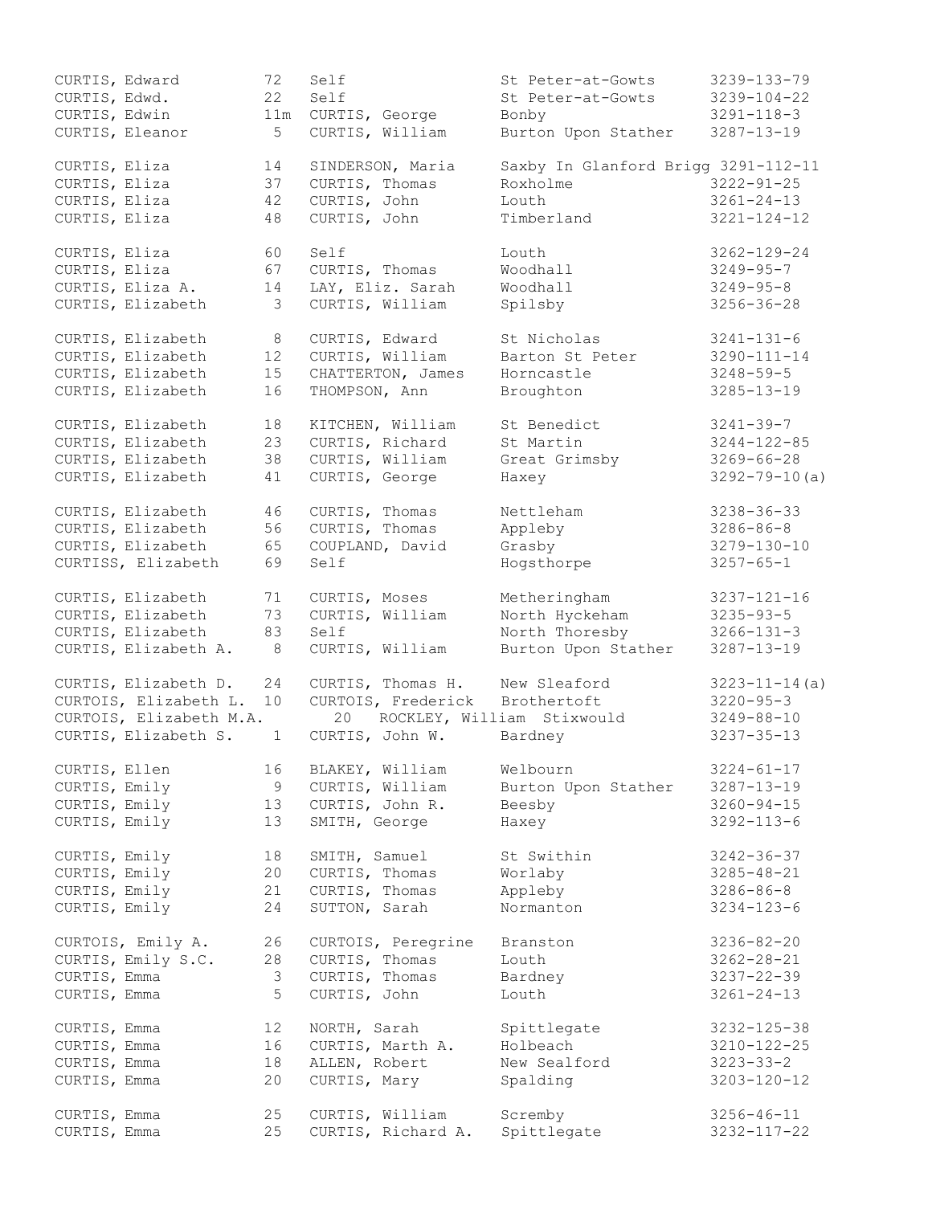| Name | Age | Head | Place | Reference |
|---|---|---|---|---|
| CURTIS, Edward | 72 | Self | St Peter-at-Gowts | 3239-133-79 |
| CURTIS, Edwd. | 22 | Self | St Peter-at-Gowts | 3239-104-22 |
| CURTIS, Edwin | 11m | CURTIS, George | Bonby | 3291-118-3 |
| CURTIS, Eleanor | 5 | CURTIS, William | Burton Upon Stather | 3287-13-19 |
| CURTIS, Eliza | 14 | SINDERSON, Maria | Saxby In Glanford Brigg | 3291-112-11 |
| CURTIS, Eliza | 37 | CURTIS, Thomas | Roxholme | 3222-91-25 |
| CURTIS, Eliza | 42 | CURTIS, John | Louth | 3261-24-13 |
| CURTIS, Eliza | 48 | CURTIS, John | Timberland | 3221-124-12 |
| CURTIS, Eliza | 60 | Self | Louth | 3262-129-24 |
| CURTIS, Eliza | 67 | CURTIS, Thomas | Woodhall | 3249-95-7 |
| CURTIS, Eliza A. | 14 | LAY, Eliz. Sarah | Woodhall | 3249-95-8 |
| CURTIS, Elizabeth | 3 | CURTIS, William | Spilsby | 3256-36-28 |
| CURTIS, Elizabeth | 8 | CURTIS, Edward | St Nicholas | 3241-131-6 |
| CURTIS, Elizabeth | 12 | CURTIS, William | Barton St Peter | 3290-111-14 |
| CURTIS, Elizabeth | 15 | CHATTERTON, James | Horncastle | 3248-59-5 |
| CURTIS, Elizabeth | 16 | THOMPSON, Ann | Broughton | 3285-13-19 |
| CURTIS, Elizabeth | 18 | KITCHEN, William | St Benedict | 3241-39-7 |
| CURTIS, Elizabeth | 23 | CURTIS, Richard | St Martin | 3244-122-85 |
| CURTIS, Elizabeth | 38 | CURTIS, William | Great Grimsby | 3269-66-28 |
| CURTIS, Elizabeth | 41 | CURTIS, George | Haxey | 3292-79-10(a) |
| CURTIS, Elizabeth | 46 | CURTIS, Thomas | Nettleham | 3238-36-33 |
| CURTIS, Elizabeth | 56 | CURTIS, Thomas | Appleby | 3286-86-8 |
| CURTIS, Elizabeth | 65 | COUPLAND, David | Grasby | 3279-130-10 |
| CURTISS, Elizabeth | 69 | Self | Hogsthorpe | 3257-65-1 |
| CURTIS, Elizabeth | 71 | CURTIS, Moses | Metheringham | 3237-121-16 |
| CURTIS, Elizabeth | 73 | CURTIS, William | North Hyckeham | 3235-93-5 |
| CURTIS, Elizabeth | 83 | Self | North Thoresby | 3266-131-3 |
| CURTIS, Elizabeth A. | 8 | CURTIS, William | Burton Upon Stather | 3287-13-19 |
| CURTIS, Elizabeth D. | 24 | CURTIS, Thomas H. | New Sleaford | 3223-11-14(a) |
| CURTOIS, Elizabeth L. | 10 | CURTOIS, Frederick | Brothertoft | 3220-95-3 |
| CURTOIS, Elizabeth M.A. | 20 | ROCKLEY, William | Stixwould | 3249-88-10 |
| CURTIS, Elizabeth S. | 1 | CURTIS, John W. | Bardney | 3237-35-13 |
| CURTIS, Ellen | 16 | BLAKEY, William | Welbourn | 3224-61-17 |
| CURTIS, Emily | 9 | CURTIS, William | Burton Upon Stather | 3287-13-19 |
| CURTIS, Emily | 13 | CURTIS, John R. | Beesby | 3260-94-15 |
| CURTIS, Emily | 13 | SMITH, George | Haxey | 3292-113-6 |
| CURTIS, Emily | 18 | SMITH, Samuel | St Swithin | 3242-36-37 |
| CURTIS, Emily | 20 | CURTIS, Thomas | Worlaby | 3285-48-21 |
| CURTIS, Emily | 21 | CURTIS, Thomas | Appleby | 3286-86-8 |
| CURTIS, Emily | 24 | SUTTON, Sarah | Normanton | 3234-123-6 |
| CURTOIS, Emily A. | 26 | CURTOIS, Peregrine | Branston | 3236-82-20 |
| CURTIS, Emily S.C. | 28 | CURTIS, Thomas | Louth | 3262-28-21 |
| CURTIS, Emma | 3 | CURTIS, Thomas | Bardney | 3237-22-39 |
| CURTIS, Emma | 5 | CURTIS, John | Louth | 3261-24-13 |
| CURTIS, Emma | 12 | NORTH, Sarah | Spittlegate | 3232-125-38 |
| CURTIS, Emma | 16 | CURTIS, Marth A. | Holbeach | 3210-122-25 |
| CURTIS, Emma | 18 | ALLEN, Robert | New Sealford | 3223-33-2 |
| CURTIS, Emma | 20 | CURTIS, Mary | Spalding | 3203-120-12 |
| CURTIS, Emma | 25 | CURTIS, William | Scremby | 3256-46-11 |
| CURTIS, Emma | 25 | CURTIS, Richard A. | Spittlegate | 3232-117-22 |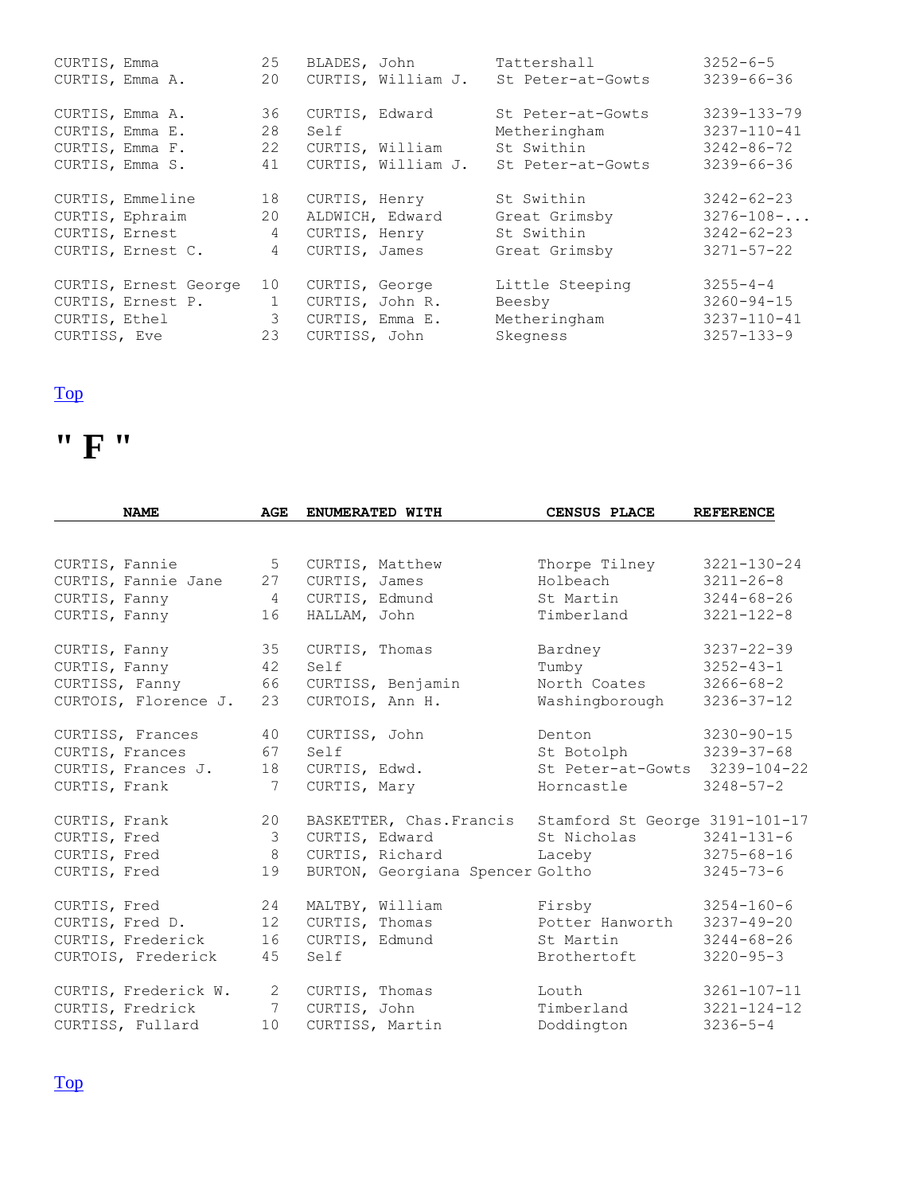| NAME | AGE | ENUMERATED WITH | CENSUS PLACE | REFERENCE |
|---|---|---|---|---|
| CURTIS, Emma | 25 | BLADES, John | Tattershall | 3252-6-5 |
| CURTIS, Emma A. | 20 | CURTIS, William J. | St Peter-at-Gowts | 3239-66-36 |
| CURTIS, Emma A. | 36 | CURTIS, Edward | St Peter-at-Gowts | 3239-133-79 |
| CURTIS, Emma E. | 28 | Self | Metheringham | 3237-110-41 |
| CURTIS, Emma F. | 22 | CURTIS, William | St Swithin | 3242-86-72 |
| CURTIS, Emma S. | 41 | CURTIS, William J. | St Peter-at-Gowts | 3239-66-36 |
| CURTIS, Emmeline | 18 | CURTIS, Henry | St Swithin | 3242-62-23 |
| CURTIS, Ephraim | 20 | ALDWICH, Edward | Great Grimsby | 3276-108-... |
| CURTIS, Ernest | 4 | CURTIS, Henry | St Swithin | 3242-62-23 |
| CURTIS, Ernest C. | 4 | CURTIS, James | Great Grimsby | 3271-57-22 |
| CURTIS, Ernest George | 10 | CURTIS, George | Little Steeping | 3255-4-4 |
| CURTIS, Ernest P. | 1 | CURTIS, John R. | Beesby | 3260-94-15 |
| CURTIS, Ethel | 3 | CURTIS, Emma E. | Metheringham | 3237-110-41 |
| CURTISS, Eve | 23 | CURTISS, John | Skegness | 3257-133-9 |

Top

# " F "

| NAME | AGE | ENUMERATED WITH | CENSUS PLACE | REFERENCE |
|---|---|---|---|---|
| CURTIS, Fannie | 5 | CURTIS, Matthew | Thorpe Tilney | 3221-130-24 |
| CURTIS, Fannie Jane | 27 | CURTIS, James | Holbeach | 3211-26-8 |
| CURTIS, Fanny | 4 | CURTIS, Edmund | St Martin | 3244-68-26 |
| CURTIS, Fanny | 16 | HALLAM, John | Timberland | 3221-122-8 |
| CURTIS, Fanny | 35 | CURTIS, Thomas | Bardney | 3237-22-39 |
| CURTIS, Fanny | 42 | Self | Tumby | 3252-43-1 |
| CURTISS, Fanny | 66 | CURTISS, Benjamin | North Coates | 3266-68-2 |
| CURTOIS, Florence J. | 23 | CURTOIS, Ann H. | Washingborough | 3236-37-12 |
| CURTISS, Frances | 40 | CURTISS, John | Denton | 3230-90-15 |
| CURTIS, Frances | 67 | Self | St Botolph | 3239-37-68 |
| CURTIS, Frances J. | 18 | CURTIS, Edwd. | St Peter-at-Gowts | 3239-104-22 |
| CURTIS, Frank | 7 | CURTIS, Mary | Horncastle | 3248-57-2 |
| CURTIS, Frank | 20 | BASKETTER, Chas.Francis | Stamford St George | 3191-101-17 |
| CURTIS, Fred | 3 | CURTIS, Edward | St Nicholas | 3241-131-6 |
| CURTIS, Fred | 8 | CURTIS, Richard | Laceby | 3275-68-16 |
| CURTIS, Fred | 19 | BURTON, Georgiana Spencer | Goltho | 3245-73-6 |
| CURTIS, Fred | 24 | MALTBY, William | Firsby | 3254-160-6 |
| CURTIS, Fred D. | 12 | CURTIS, Thomas | Potter Hanworth | 3237-49-20 |
| CURTIS, Frederick | 16 | CURTIS, Edmund | St Martin | 3244-68-26 |
| CURTOIS, Frederick | 45 | Self | Brothertoft | 3220-95-3 |
| CURTIS, Frederick W. | 2 | CURTIS, Thomas | Louth | 3261-107-11 |
| CURTIS, Fredrick | 7 | CURTIS, John | Timberland | 3221-124-12 |
| CURTISS, Fullard | 10 | CURTISS, Martin | Doddington | 3236-5-4 |

Top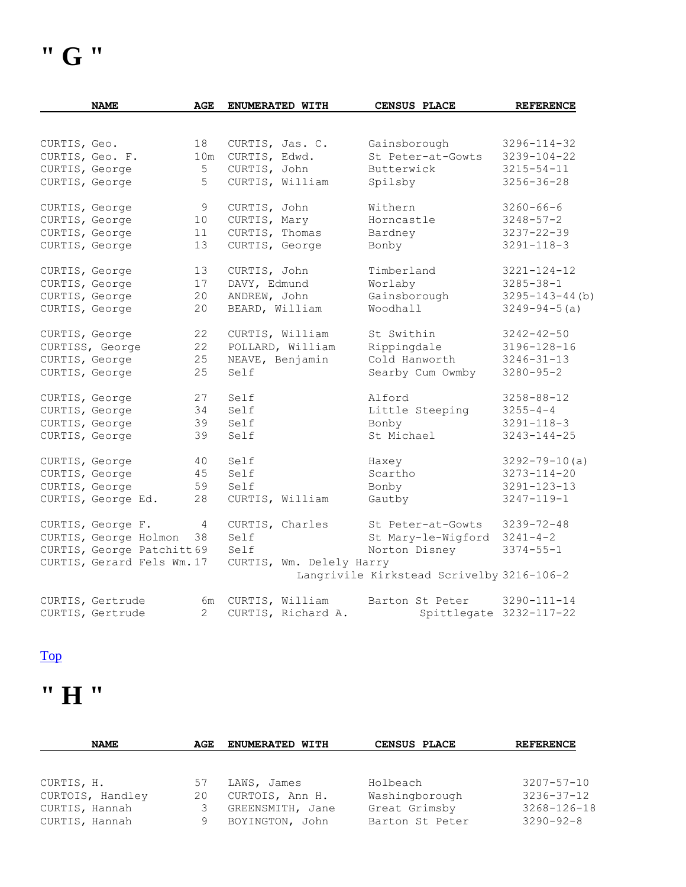# " G "

| NAME | AGE | ENUMERATED WITH | CENSUS PLACE | REFERENCE |
|---|---|---|---|---|
| CURTIS, Geo. | 18 | CURTIS, Jas. C. | Gainsborough | 3296-114-32 |
| CURTIS, Geo. F. | 10m | CURTIS, Edwd. | St Peter-at-Gowts | 3239-104-22 |
| CURTIS, George | 5 | CURTIS, John | Butterwick | 3215-54-11 |
| CURTIS, George | 5 | CURTIS, William | Spilsby | 3256-36-28 |
| CURTIS, George | 9 | CURTIS, John | Withern | 3260-66-6 |
| CURTIS, George | 10 | CURTIS, Mary | Horncastle | 3248-57-2 |
| CURTIS, George | 11 | CURTIS, Thomas | Bardney | 3237-22-39 |
| CURTIS, George | 13 | CURTIS, George | Bonby | 3291-118-3 |
| CURTIS, George | 13 | CURTIS, John | Timberland | 3221-124-12 |
| CURTIS, George | 17 | DAVY, Edmund | Worlaby | 3285-38-1 |
| CURTIS, George | 20 | ANDREW, John | Gainsborough | 3295-143-44(b) |
| CURTIS, George | 20 | BEARD, William | Woodhall | 3249-94-5(a) |
| CURTIS, George | 22 | CURTIS, William | St Swithin | 3242-42-50 |
| CURTISS, George | 22 | POLLARD, William | Rippingdale | 3196-128-16 |
| CURTIS, George | 25 | NEAVE, Benjamin | Cold Hanworth | 3246-31-13 |
| CURTIS, George | 25 | Self | Searby Cum Owmby | 3280-95-2 |
| CURTIS, George | 27 | Self | Alford | 3258-88-12 |
| CURTIS, George | 34 | Self | Little Steeping | 3255-4-4 |
| CURTIS, George | 39 | Self | Bonby | 3291-118-3 |
| CURTIS, George | 39 | Self | St Michael | 3243-144-25 |
| CURTIS, George | 40 | Self | Haxey | 3292-79-10(a) |
| CURTIS, George | 45 | Self | Scartho | 3273-114-20 |
| CURTIS, George | 59 | Self | Bonby | 3291-123-13 |
| CURTIS, George Ed. | 28 | CURTIS, William | Gautby | 3247-119-1 |
| CURTIS, George F. | 4 | CURTIS, Charles | St Peter-at-Gowts | 3239-72-48 |
| CURTIS, George Holmon | 38 | Self | St Mary-le-Wigford | 3241-4-2 |
| CURTIS, George Patchitt | 69 | Self | Norton Disney | 3374-55-1 |
| CURTIS, Gerard Fels Wm. | 17 | CURTIS, Wm. Delely Harry | Langrivile Kirkstead Scrivelby | 3216-106-2 |
| CURTIS, Gertrude | 6m | CURTIS, William | Barton St Peter | 3290-111-14 |
| CURTIS, Gertrude | 2 | CURTIS, Richard A. | Spittlegate | 3232-117-22 |

Top

# " H "

| NAME | AGE | ENUMERATED WITH | CENSUS PLACE | REFERENCE |
|---|---|---|---|---|
| CURTIS, H. | 57 | LAWS, James | Holbeach | 3207-57-10 |
| CURTOIS, Handley | 20 | CURTOIS, Ann H. | Washingborough | 3236-37-12 |
| CURTIS, Hannah | 3 | GREENSMITH, Jane | Great Grimsby | 3268-126-18 |
| CURTIS, Hannah | 9 | BOYINGTON, John | Barton St Peter | 3290-92-8 |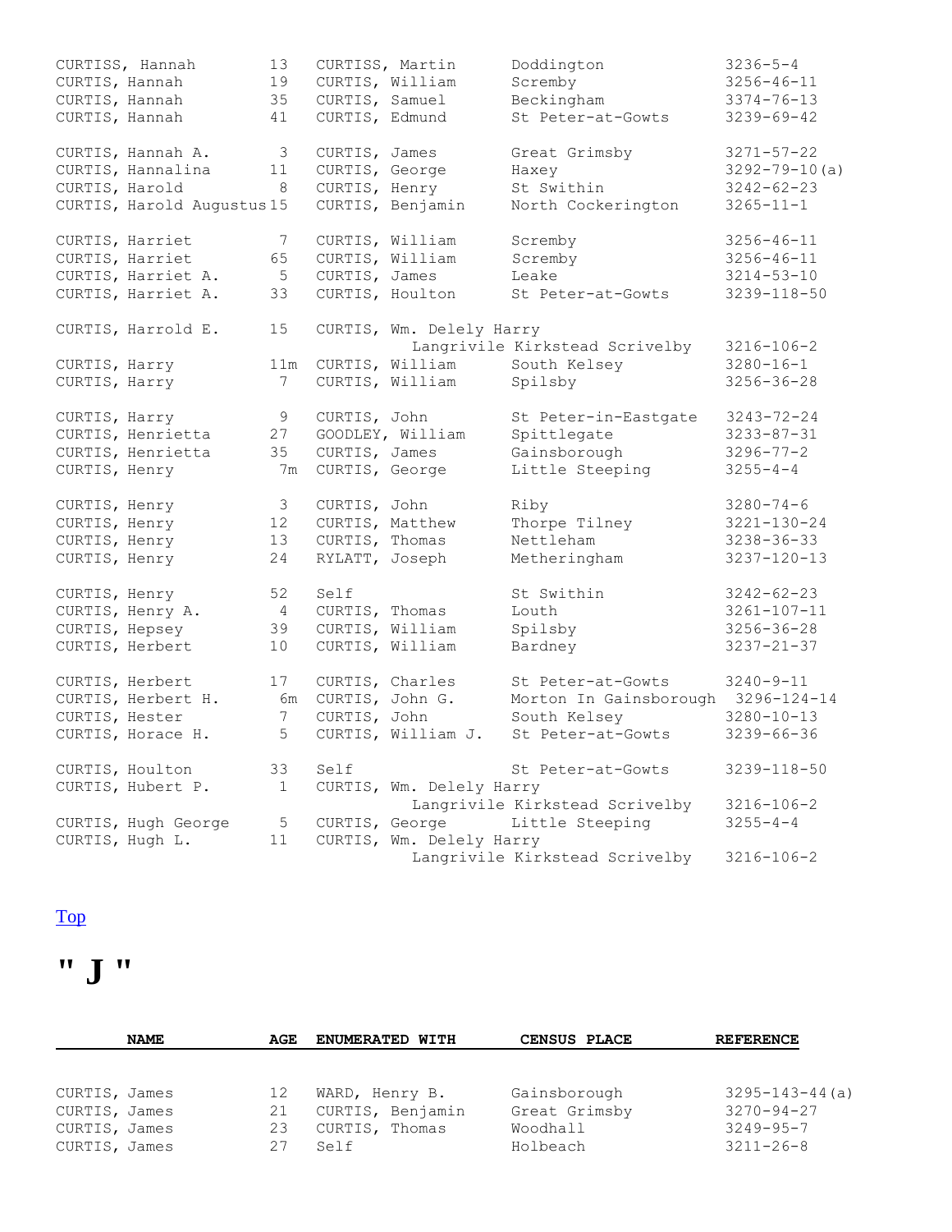| NAME | AGE | ENUMERATED WITH | CENSUS PLACE | REFERENCE |
|---|---|---|---|---|
| CURTISS, Hannah | 13 | CURTISS, Martin | Doddington | 3236-5-4 |
| CURTIS, Hannah | 19 | CURTIS, William | Scremby | 3256-46-11 |
| CURTIS, Hannah | 35 | CURTIS, Samuel | Beckingham | 3374-76-13 |
| CURTIS, Hannah | 41 | CURTIS, Edmund | St Peter-at-Gowts | 3239-69-42 |
| CURTIS, Hannah A. | 3 | CURTIS, James | Great Grimsby | 3271-57-22 |
| CURTIS, Hannalina | 11 | CURTIS, George | Haxey | 3292-79-10(a) |
| CURTIS, Harold | 8 | CURTIS, Henry | St Swithin | 3242-62-23 |
| CURTIS, Harold Augustus | 15 | CURTIS, Benjamin | North Cockerington | 3265-11-1 |
| CURTIS, Harriet | 7 | CURTIS, William | Scremby | 3256-46-11 |
| CURTIS, Harriet | 65 | CURTIS, William | Scremby | 3256-46-11 |
| CURTIS, Harriet A. | 5 | CURTIS, James | Leake | 3214-53-10 |
| CURTIS, Harriet A. | 33 | CURTIS, Houlton | St Peter-at-Gowts | 3239-118-50 |
| CURTIS, Harrold E. | 15 | CURTIS, Wm. Delely Harry | Langrivile Kirkstead Scrivelby | 3216-106-2 |
| CURTIS, Harry | 11m | CURTIS, William | South Kelsey | 3280-16-1 |
| CURTIS, Harry | 7 | CURTIS, William | Spilsby | 3256-36-28 |
| CURTIS, Harry | 9 | CURTIS, John | St Peter-in-Eastgate | 3243-72-24 |
| CURTIS, Henrietta | 27 | GOODLEY, William | Spittlegate | 3233-87-31 |
| CURTIS, Henrietta | 35 | CURTIS, James | Gainsborough | 3296-77-2 |
| CURTIS, Henry | 7m | CURTIS, George | Little Steeping | 3255-4-4 |
| CURTIS, Henry | 3 | CURTIS, John | Riby | 3280-74-6 |
| CURTIS, Henry | 12 | CURTIS, Matthew | Thorpe Tilney | 3221-130-24 |
| CURTIS, Henry | 13 | CURTIS, Thomas | Nettleham | 3238-36-33 |
| CURTIS, Henry | 24 | RYLATT, Joseph | Metheringham | 3237-120-13 |
| CURTIS, Henry | 52 | Self | St Swithin | 3242-62-23 |
| CURTIS, Henry A. | 4 | CURTIS, Thomas | Louth | 3261-107-11 |
| CURTIS, Hepsey | 39 | CURTIS, William | Spilsby | 3256-36-28 |
| CURTIS, Herbert | 10 | CURTIS, William | Bardney | 3237-21-37 |
| CURTIS, Herbert | 17 | CURTIS, Charles | St Peter-at-Gowts | 3240-9-11 |
| CURTIS, Herbert H. | 6m | CURTIS, John G. | Morton In Gainsborough | 3296-124-14 |
| CURTIS, Hester | 7 | CURTIS, John | South Kelsey | 3280-10-13 |
| CURTIS, Horace H. | 5 | CURTIS, William J. | St Peter-at-Gowts | 3239-66-36 |
| CURTIS, Houlton | 33 | Self | St Peter-at-Gowts | 3239-118-50 |
| CURTIS, Hubert P. | 1 | CURTIS, Wm. Delely Harry | Langrivile Kirkstead Scrivelby | 3216-106-2 |
| CURTIS, Hugh George | 5 | CURTIS, George | Little Steeping | 3255-4-4 |
| CURTIS, Hugh L. | 11 | CURTIS, Wm. Delely Harry | Langrivile Kirkstead Scrivelby | 3216-106-2 |

Top

# " J "

| NAME | AGE | ENUMERATED WITH | CENSUS PLACE | REFERENCE |
|---|---|---|---|---|
| CURTIS, James | 12 | WARD, Henry B. | Gainsborough | 3295-143-44(a) |
| CURTIS, James | 21 | CURTIS, Benjamin | Great Grimsby | 3270-94-27 |
| CURTIS, James | 23 | CURTIS, Thomas | Woodhall | 3249-95-7 |
| CURTIS, James | 27 | Self | Holbeach | 3211-26-8 |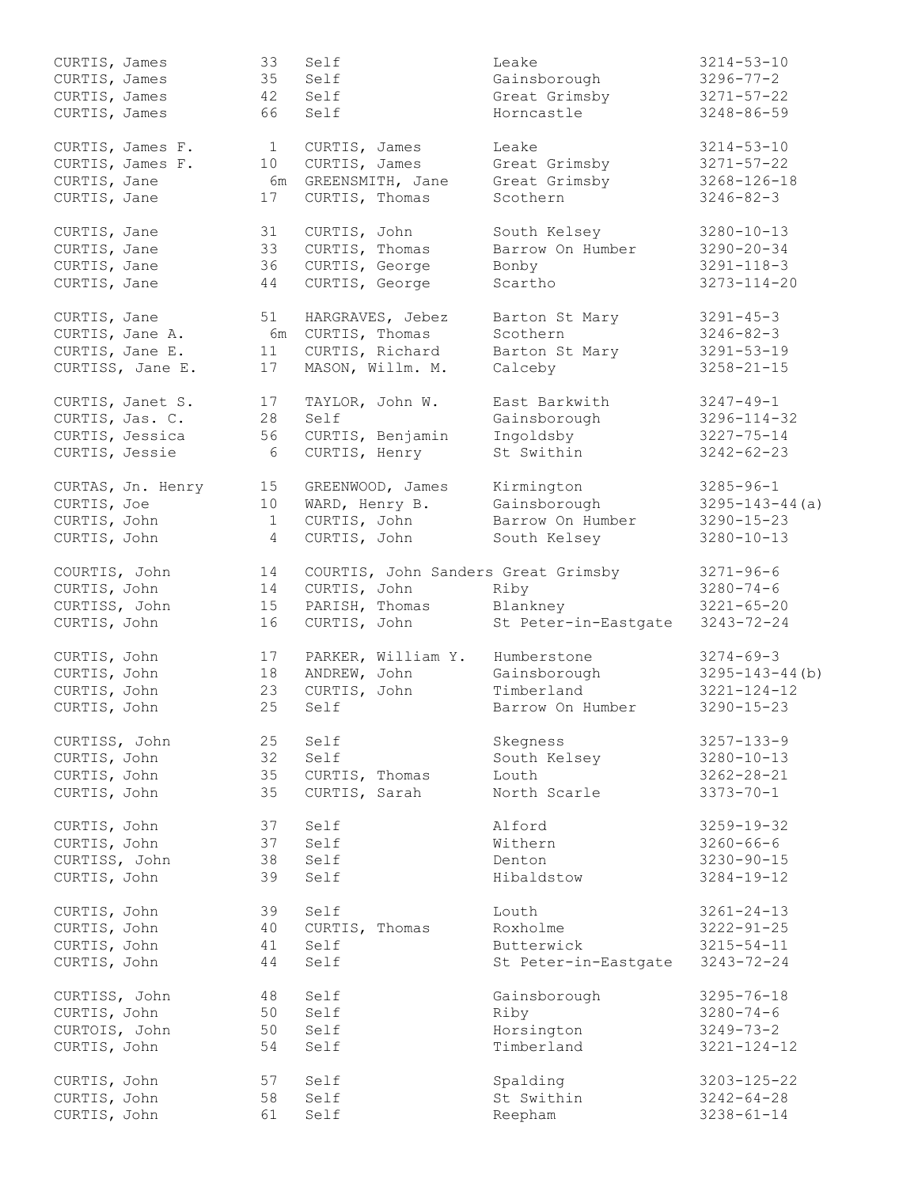| Name | Age | Head | Place | Reference |
|---|---|---|---|---|
| CURTIS, James | 33 | Self | Leake | 3214-53-10 |
| CURTIS, James | 35 | Self | Gainsborough | 3296-77-2 |
| CURTIS, James | 42 | Self | Great Grimsby | 3271-57-22 |
| CURTIS, James | 66 | Self | Horncastle | 3248-86-59 |
| CURTIS, James F. | 1 | CURTIS, James | Leake | 3214-53-10 |
| CURTIS, James F. | 10 | CURTIS, James | Great Grimsby | 3271-57-22 |
| CURTIS, Jane | 6m | GREENSMITH, Jane | Great Grimsby | 3268-126-18 |
| CURTIS, Jane | 17 | CURTIS, Thomas | Scothern | 3246-82-3 |
| CURTIS, Jane | 31 | CURTIS, John | South Kelsey | 3280-10-13 |
| CURTIS, Jane | 33 | CURTIS, Thomas | Barrow On Humber | 3290-20-34 |
| CURTIS, Jane | 36 | CURTIS, George | Bonby | 3291-118-3 |
| CURTIS, Jane | 44 | CURTIS, George | Scartho | 3273-114-20 |
| CURTIS, Jane | 51 | HARGRAVES, Jebez | Barton St Mary | 3291-45-3 |
| CURTIS, Jane A. | 6m | CURTIS, Thomas | Scothern | 3246-82-3 |
| CURTIS, Jane E. | 11 | CURTIS, Richard | Barton St Mary | 3291-53-19 |
| CURTISS, Jane E. | 17 | MASON, Willm. M. | Calceby | 3258-21-15 |
| CURTIS, Janet S. | 17 | TAYLOR, John W. | East Barkwith | 3247-49-1 |
| CURTIS, Jas. C. | 28 | Self | Gainsborough | 3296-114-32 |
| CURTIS, Jessica | 56 | CURTIS, Benjamin | Ingoldsby | 3227-75-14 |
| CURTIS, Jessie | 6 | CURTIS, Henry | St Swithin | 3242-62-23 |
| CURTAS, Jn. Henry | 15 | GREENWOOD, James | Kirmington | 3285-96-1 |
| CURTIS, Joe | 10 | WARD, Henry B. | Gainsborough | 3295-143-44(a) |
| CURTIS, John | 1 | CURTIS, John | Barrow On Humber | 3290-15-23 |
| CURTIS, John | 4 | CURTIS, John | South Kelsey | 3280-10-13 |
| COURTIS, John | 14 | COURTIS, John Sanders | Great Grimsby | 3271-96-6 |
| CURTIS, John | 14 | CURTIS, John | Riby | 3280-74-6 |
| CURTISS, John | 15 | PARISH, Thomas | Blankney | 3221-65-20 |
| CURTIS, John | 16 | CURTIS, John | St Peter-in-Eastgate | 3243-72-24 |
| CURTIS, John | 17 | PARKER, William Y. | Humberstone | 3274-69-3 |
| CURTIS, John | 18 | ANDREW, John | Gainsborough | 3295-143-44(b) |
| CURTIS, John | 23 | CURTIS, John | Timberland | 3221-124-12 |
| CURTIS, John | 25 | Self | Barrow On Humber | 3290-15-23 |
| CURTISS, John | 25 | Self | Skegness | 3257-133-9 |
| CURTIS, John | 32 | Self | South Kelsey | 3280-10-13 |
| CURTIS, John | 35 | CURTIS, Thomas | Louth | 3262-28-21 |
| CURTIS, John | 35 | CURTIS, Sarah | North Scarle | 3373-70-1 |
| CURTIS, John | 37 | Self | Alford | 3259-19-32 |
| CURTIS, John | 37 | Self | Withern | 3260-66-6 |
| CURTISS, John | 38 | Self | Denton | 3230-90-15 |
| CURTIS, John | 39 | Self | Hibaldstow | 3284-19-12 |
| CURTIS, John | 39 | Self | Louth | 3261-24-13 |
| CURTIS, John | 40 | CURTIS, Thomas | Roxholme | 3222-91-25 |
| CURTIS, John | 41 | Self | Butterwick | 3215-54-11 |
| CURTIS, John | 44 | Self | St Peter-in-Eastgate | 3243-72-24 |
| CURTISS, John | 48 | Self | Gainsborough | 3295-76-18 |
| CURTIS, John | 50 | Self | Riby | 3280-74-6 |
| CURTOIS, John | 50 | Self | Horsington | 3249-73-2 |
| CURTIS, John | 54 | Self | Timberland | 3221-124-12 |
| CURTIS, John | 57 | Self | Spalding | 3203-125-22 |
| CURTIS, John | 58 | Self | St Swithin | 3242-64-28 |
| CURTIS, John | 61 | Self | Reepham | 3238-61-14 |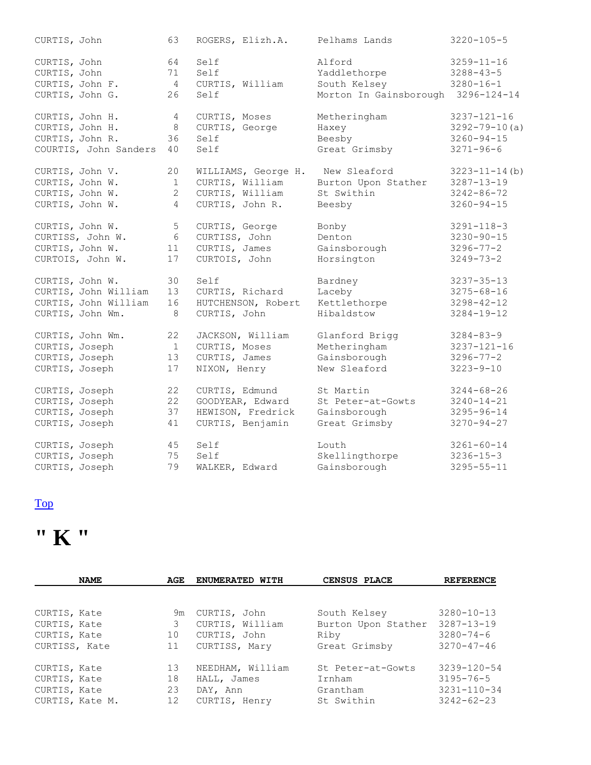| | | | | |
|---|---|---|---|---|
| CURTIS, John | 63 | ROGERS, Elizh.A. | Pelhams Lands | 3220-105-5 |
| CURTIS, John | 64 | Self | Alford | 3259-11-16 |
| CURTIS, John | 71 | Self | Yaddlethorpe | 3288-43-5 |
| CURTIS, John F. | 4 | CURTIS, William | South Kelsey | 3280-16-1 |
| CURTIS, John G. | 26 | Self | Morton In Gainsborough | 3296-124-14 |
| CURTIS, John H. | 4 | CURTIS, Moses | Metheringham | 3237-121-16 |
| CURTIS, John H. | 8 | CURTIS, George | Haxey | 3292-79-10(a) |
| CURTIS, John R. | 36 | Self | Beesby | 3260-94-15 |
| COURTIS, John Sanders | 40 | Self | Great Grimsby | 3271-96-6 |
| CURTIS, John V. | 20 | WILLIAMS, George H. | New Sleaford | 3223-11-14(b) |
| CURTIS, John W. | 1 | CURTIS, William | Burton Upon Stather | 3287-13-19 |
| CURTIS, John W. | 2 | CURTIS, William | St Swithin | 3242-86-72 |
| CURTIS, John W. | 4 | CURTIS, John R. | Beesby | 3260-94-15 |
| CURTIS, John W. | 5 | CURTIS, George | Bonby | 3291-118-3 |
| CURTISS, John W. | 6 | CURTISS, John | Denton | 3230-90-15 |
| CURTIS, John W. | 11 | CURTIS, James | Gainsborough | 3296-77-2 |
| CURTOIS, John W. | 17 | CURTOIS, John | Horsington | 3249-73-2 |
| CURTIS, John W. | 30 | Self | Bardney | 3237-35-13 |
| CURTIS, John William | 13 | CURTIS, Richard | Laceby | 3275-68-16 |
| CURTIS, John William | 16 | HUTCHENSON, Robert | Kettlethorpe | 3298-42-12 |
| CURTIS, John Wm. | 8 | CURTIS, John | Hibaldstow | 3284-19-12 |
| CURTIS, John Wm. | 22 | JACKSON, William | Glanford Brigg | 3284-83-9 |
| CURTIS, Joseph | 1 | CURTIS, Moses | Metheringham | 3237-121-16 |
| CURTIS, Joseph | 13 | CURTIS, James | Gainsborough | 3296-77-2 |
| CURTIS, Joseph | 17 | NIXON, Henry | New Sleaford | 3223-9-10 |
| CURTIS, Joseph | 22 | CURTIS, Edmund | St Martin | 3244-68-26 |
| CURTIS, Joseph | 22 | GOODYEAR, Edward | St Peter-at-Gowts | 3240-14-21 |
| CURTIS, Joseph | 37 | HEWISON, Fredrick | Gainsborough | 3295-96-14 |
| CURTIS, Joseph | 41 | CURTIS, Benjamin | Great Grimsby | 3270-94-27 |
| CURTIS, Joseph | 45 | Self | Louth | 3261-60-14 |
| CURTIS, Joseph | 75 | Self | Skellingthorpe | 3236-15-3 |
| CURTIS, Joseph | 79 | WALKER, Edward | Gainsborough | 3295-55-11 |

Top

# " K "

| NAME | AGE | ENUMERATED WITH | CENSUS PLACE | REFERENCE |
|---|---|---|---|---|
| CURTIS, Kate | 9m | CURTIS, John | South Kelsey | 3280-10-13 |
| CURTIS, Kate | 3 | CURTIS, William | Burton Upon Stather | 3287-13-19 |
| CURTIS, Kate | 10 | CURTIS, John | Riby | 3280-74-6 |
| CURTISS, Kate | 11 | CURTISS, Mary | Great Grimsby | 3270-47-46 |
| CURTIS, Kate | 13 | NEEDHAM, William | St Peter-at-Gowts | 3239-120-54 |
| CURTIS, Kate | 18 | HALL, James | Irnham | 3195-76-5 |
| CURTIS, Kate | 23 | DAY, Ann | Grantham | 3231-110-34 |
| CURTIS, Kate M. | 12 | CURTIS, Henry | St Swithin | 3242-62-23 |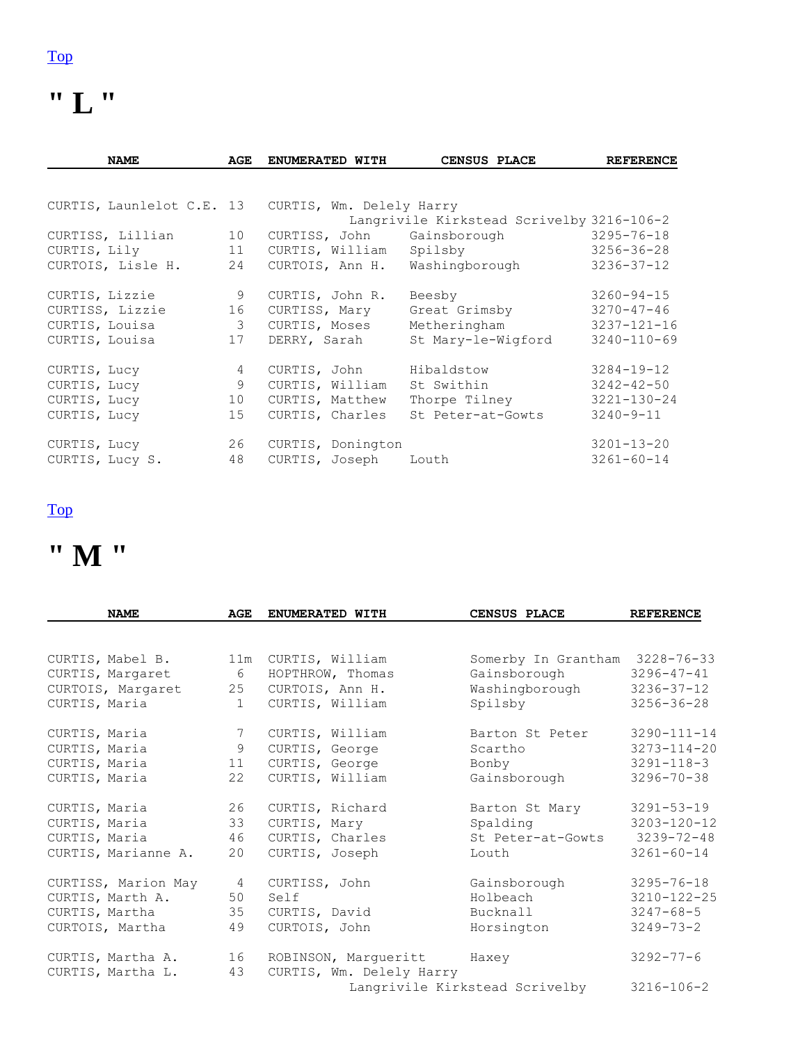Top

# " L "

| NAME | AGE | ENUMERATED WITH | CENSUS PLACE | REFERENCE |
|---|---|---|---|---|
| CURTIS, Launlelot C.E. | 13 | CURTIS, Wm. Delely Harry | Langrivile Kirkstead Scrivelby | 3216-106-2 |
| CURTISS, Lillian | 10 | CURTISS, John | Gainsborough | 3295-76-18 |
| CURTIS, Lily | 11 | CURTIS, William | Spilsby | 3256-36-28 |
| CURTOIS, Lisle H. | 24 | CURTOIS, Ann H. | Washingborough | 3236-37-12 |
| CURTIS, Lizzie | 9 | CURTIS, John R. | Beesby | 3260-94-15 |
| CURTISS, Lizzie | 16 | CURTISS, Mary | Great Grimsby | 3270-47-46 |
| CURTIS, Louisa | 3 | CURTIS, Moses | Metheringham | 3237-121-16 |
| CURTIS, Louisa | 17 | DERRY, Sarah | St Mary-le-Wigford | 3240-110-69 |
| CURTIS, Lucy | 4 | CURTIS, John | Hibaldstow | 3284-19-12 |
| CURTIS, Lucy | 9 | CURTIS, William | St Swithin | 3242-42-50 |
| CURTIS, Lucy | 10 | CURTIS, Matthew | Thorpe Tilney | 3221-130-24 |
| CURTIS, Lucy | 15 | CURTIS, Charles | St Peter-at-Gowts | 3240-9-11 |
| CURTIS, Lucy | 26 | CURTIS, Donington | | 3201-13-20 |
| CURTIS, Lucy S. | 48 | CURTIS, Joseph | Louth | 3261-60-14 |

Top

# " M "

| NAME | AGE | ENUMERATED WITH | CENSUS PLACE | REFERENCE |
|---|---|---|---|---|
| CURTIS, Mabel B. | 11m | CURTIS, William | Somerby In Grantham | 3228-76-33 |
| CURTIS, Margaret | 6 | HOPTHROW, Thomas | Gainsborough | 3296-47-41 |
| CURTOIS, Margaret | 25 | CURTOIS, Ann H. | Washingborough | 3236-37-12 |
| CURTIS, Maria | 1 | CURTIS, William | Spilsby | 3256-36-28 |
| CURTIS, Maria | 7 | CURTIS, William | Barton St Peter | 3290-111-14 |
| CURTIS, Maria | 9 | CURTIS, George | Scartho | 3273-114-20 |
| CURTIS, Maria | 11 | CURTIS, George | Bonby | 3291-118-3 |
| CURTIS, Maria | 22 | CURTIS, William | Gainsborough | 3296-70-38 |
| CURTIS, Maria | 26 | CURTIS, Richard | Barton St Mary | 3291-53-19 |
| CURTIS, Maria | 33 | CURTIS, Mary | Spalding | 3203-120-12 |
| CURTIS, Maria | 46 | CURTIS, Charles | St Peter-at-Gowts | 3239-72-48 |
| CURTIS, Marianne A. | 20 | CURTIS, Joseph | Louth | 3261-60-14 |
| CURTISS, Marion May | 4 | CURTISS, John | Gainsborough | 3295-76-18 |
| CURTIS, Marth A. | 50 | Self | Holbeach | 3210-122-25 |
| CURTIS, Martha | 35 | CURTIS, David | Bucknall | 3247-68-5 |
| CURTOIS, Martha | 49 | CURTOIS, John | Horsington | 3249-73-2 |
| CURTIS, Martha A. | 16 | ROBINSON, Margueritt | Haxey | 3292-77-6 |
| CURTIS, Martha L. | 43 | CURTIS, Wm. Delely Harry | Langrivile Kirkstead Scrivelby | 3216-106-2 |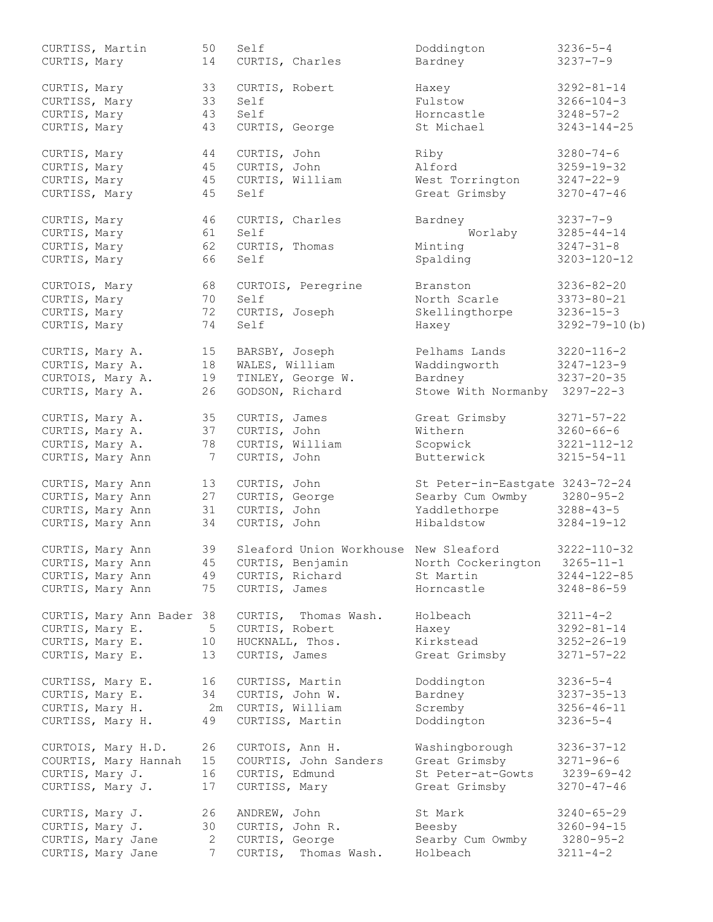| | | | | |
|---|---|---|---|---|
| CURTISS, Martin | 50 | Self | Doddington | 3236-5-4 |
| CURTIS, Mary | 14 | CURTIS, Charles | Bardney | 3237-7-9 |
| CURTIS, Mary | 33 | CURTIS, Robert | Haxey | 3292-81-14 |
| CURTISS, Mary | 33 | Self | Fulstow | 3266-104-3 |
| CURTIS, Mary | 43 | Self | Horncastle | 3248-57-2 |
| CURTIS, Mary | 43 | CURTIS, George | St Michael | 3243-144-25 |
| CURTIS, Mary | 44 | CURTIS, John | Riby | 3280-74-6 |
| CURTIS, Mary | 45 | CURTIS, John | Alford | 3259-19-32 |
| CURTIS, Mary | 45 | CURTIS, William | West Torrington | 3247-22-9 |
| CURTISS, Mary | 45 | Self | Great Grimsby | 3270-47-46 |
| CURTIS, Mary | 46 | CURTIS, Charles | Bardney | 3237-7-9 |
| CURTIS, Mary | 61 | Self | Worlaby | 3285-44-14 |
| CURTIS, Mary | 62 | CURTIS, Thomas | Minting | 3247-31-8 |
| CURTIS, Mary | 66 | Self | Spalding | 3203-120-12 |
| CURTOIS, Mary | 68 | CURTOIS, Peregrine | Branston | 3236-82-20 |
| CURTIS, Mary | 70 | Self | North Scarle | 3373-80-21 |
| CURTIS, Mary | 72 | CURTIS, Joseph | Skellingthorpe | 3236-15-3 |
| CURTIS, Mary | 74 | Self | Haxey | 3292-79-10(b) |
| CURTIS, Mary A. | 15 | BARSBY, Joseph | Pelhams Lands | 3220-116-2 |
| CURTIS, Mary A. | 18 | WALES, William | Waddingworth | 3247-123-9 |
| CURTOIS, Mary A. | 19 | TINLEY, George W. | Bardney | 3237-20-35 |
| CURTIS, Mary A. | 26 | GODSON, Richard | Stowe With Normanby | 3297-22-3 |
| CURTIS, Mary A. | 35 | CURTIS, James | Great Grimsby | 3271-57-22 |
| CURTIS, Mary A. | 37 | CURTIS, John | Withern | 3260-66-6 |
| CURTIS, Mary A. | 78 | CURTIS, William | Scopwick | 3221-112-12 |
| CURTIS, Mary Ann | 7 | CURTIS, John | Butterwick | 3215-54-11 |
| CURTIS, Mary Ann | 13 | CURTIS, John | St Peter-in-Eastgate | 3243-72-24 |
| CURTIS, Mary Ann | 27 | CURTIS, George | Searby Cum Owmby | 3280-95-2 |
| CURTIS, Mary Ann | 31 | CURTIS, John | Yaddlethorpe | 3288-43-5 |
| CURTIS, Mary Ann | 34 | CURTIS, John | Hibaldstow | 3284-19-12 |
| CURTIS, Mary Ann | 39 | Sleaford Union Workhouse | New Sleaford | 3222-110-32 |
| CURTIS, Mary Ann | 45 | CURTIS, Benjamin | North Cockerington | 3265-11-1 |
| CURTIS, Mary Ann | 49 | CURTIS, Richard | St Martin | 3244-122-85 |
| CURTIS, Mary Ann | 75 | CURTIS, James | Horncastle | 3248-86-59 |
| CURTIS, Mary Ann Bader | 38 | CURTIS, Thomas Wash. | Holbeach | 3211-4-2 |
| CURTIS, Mary E. | 5 | CURTIS, Robert | Haxey | 3292-81-14 |
| CURTIS, Mary E. | 10 | HUCKNALL, Thos. | Kirkstead | 3252-26-19 |
| CURTIS, Mary E. | 13 | CURTIS, James | Great Grimsby | 3271-57-22 |
| CURTISS, Mary E. | 16 | CURTISS, Martin | Doddington | 3236-5-4 |
| CURTIS, Mary E. | 34 | CURTIS, John W. | Bardney | 3237-35-13 |
| CURTIS, Mary H. | 2m | CURTIS, William | Scremby | 3256-46-11 |
| CURTISS, Mary H. | 49 | CURTISS, Martin | Doddington | 3236-5-4 |
| CURTOIS, Mary H.D. | 26 | CURTOIS, Ann H. | Washingborough | 3236-37-12 |
| COURTIS, Mary Hannah | 15 | COURTIS, John Sanders | Great Grimsby | 3271-96-6 |
| CURTIS, Mary J. | 16 | CURTIS, Edmund | St Peter-at-Gowts | 3239-69-42 |
| CURTISS, Mary J. | 17 | CURTISS, Mary | Great Grimsby | 3270-47-46 |
| CURTIS, Mary J. | 26 | ANDREW, John | St Mark | 3240-65-29 |
| CURTIS, Mary J. | 30 | CURTIS, John R. | Beesby | 3260-94-15 |
| CURTIS, Mary Jane | 2 | CURTIS, George | Searby Cum Owmby | 3280-95-2 |
| CURTIS, Mary Jane | 7 | CURTIS, Thomas Wash. | Holbeach | 3211-4-2 |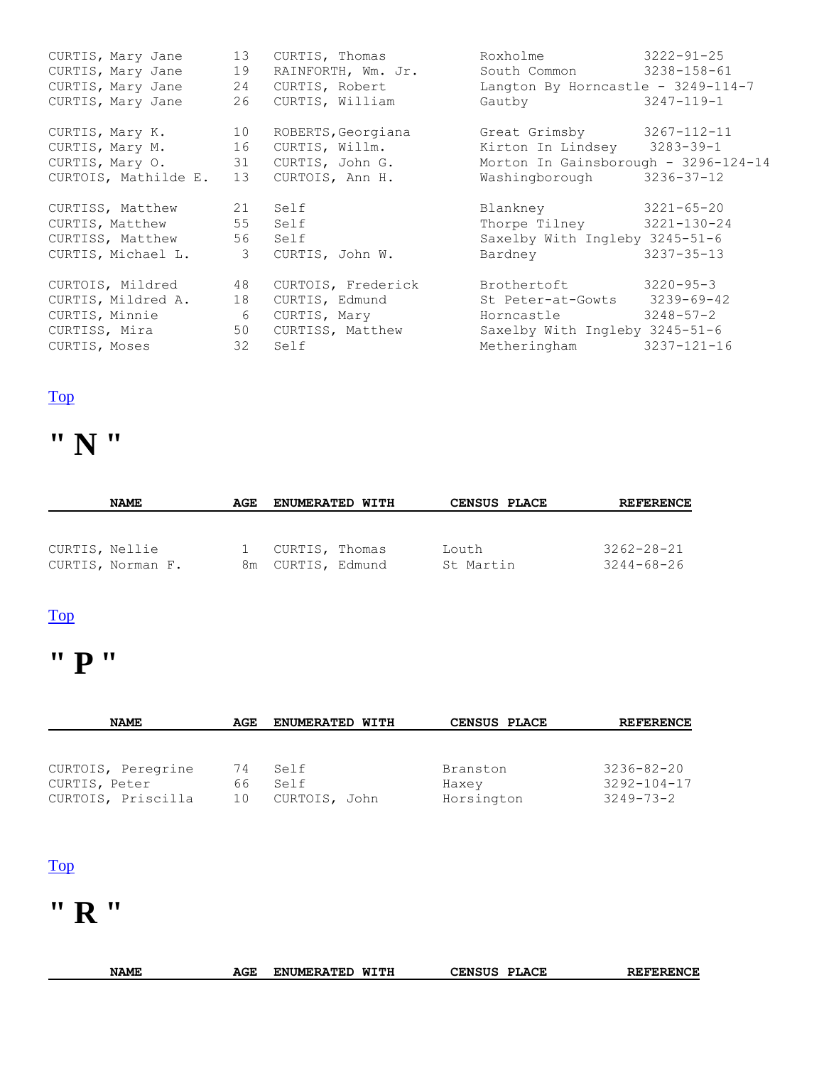| NAME | AGE | ENUMERATED WITH | CENSUS PLACE | REFERENCE |
|---|---|---|---|---|
| CURTIS, Mary Jane | 13 | CURTIS, Thomas | Roxholme | 3222-91-25 |
| CURTIS, Mary Jane | 19 | RAINFORTH, Wm. Jr. | South Common | 3238-158-61 |
| CURTIS, Mary Jane | 24 | CURTIS, Robert | Langton By Horncastle - 3249-114-7 | |
| CURTIS, Mary Jane | 26 | CURTIS, William | Gautby | 3247-119-1 |
| CURTIS, Mary K. | 10 | ROBERTS,Georgiana | Great Grimsby | 3267-112-11 |
| CURTIS, Mary M. | 16 | CURTIS, Willm. | Kirton In Lindsey | 3283-39-1 |
| CURTIS, Mary O. | 31 | CURTIS, John G. | Morton In Gainsborough - 3296-124-14 | |
| CURTOIS, Mathilde E. | 13 | CURTOIS, Ann H. | Washingborough | 3236-37-12 |
| CURTISS, Matthew | 21 | Self | Blankney | 3221-65-20 |
| CURTIS, Matthew | 55 | Self | Thorpe Tilney | 3221-130-24 |
| CURTISS, Matthew | 56 | Self | Saxelby With Ingleby | 3245-51-6 |
| CURTIS, Michael L. | 3 | CURTIS, John W. | Bardney | 3237-35-13 |
| CURTOIS, Mildred | 48 | CURTOIS, Frederick | Brothertoft | 3220-95-3 |
| CURTIS, Mildred A. | 18 | CURTIS, Edmund | St Peter-at-Gowts | 3239-69-42 |
| CURTIS, Minnie | 6 | CURTIS, Mary | Horncastle | 3248-57-2 |
| CURTISS, Mira | 50 | CURTISS, Matthew | Saxelby With Ingleby | 3245-51-6 |
| CURTIS, Moses | 32 | Self | Metheringham | 3237-121-16 |

Top

# " N "

| NAME | AGE | ENUMERATED WITH | CENSUS PLACE | REFERENCE |
|---|---|---|---|---|
| CURTIS, Nellie | 1 | CURTIS, Thomas | Louth | 3262-28-21 |
| CURTIS, Norman F. | 8m | CURTIS, Edmund | St Martin | 3244-68-26 |

Top

# " P "

| NAME | AGE | ENUMERATED WITH | CENSUS PLACE | REFERENCE |
|---|---|---|---|---|
| CURTOIS, Peregrine | 74 | Self | Branston | 3236-82-20 |
| CURTIS, Peter | 66 | Self | Haxey | 3292-104-17 |
| CURTOIS, Priscilla | 10 | CURTOIS, John | Horsington | 3249-73-2 |

Top

# " R "

| NAME | AGE | ENUMERATED WITH | CENSUS PLACE | REFERENCE |
|---|---|---|---|---|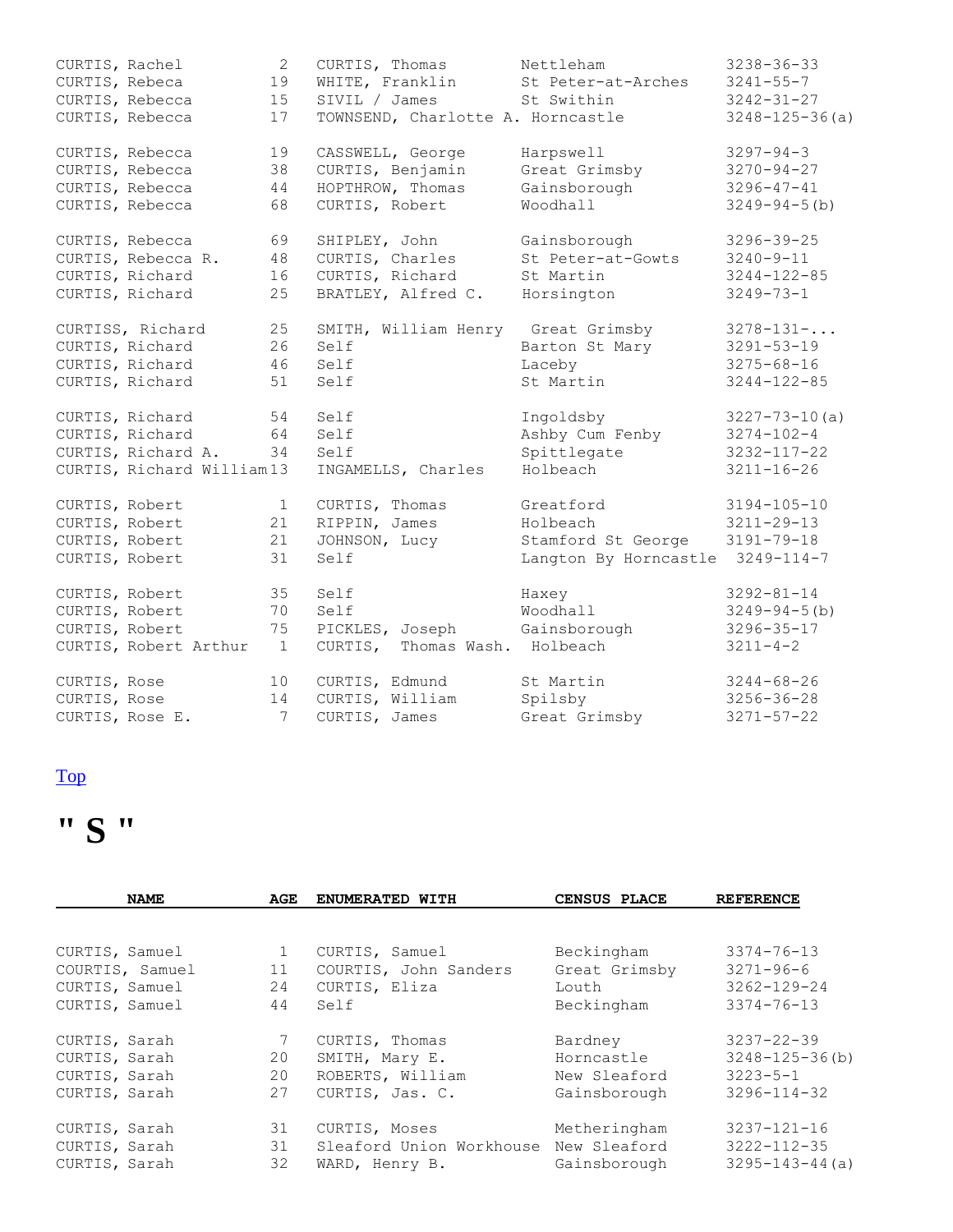| NAME | AGE | ENUMERATED WITH | CENSUS PLACE | REFERENCE |
|---|---|---|---|---|
| CURTIS, Rachel | 2 | CURTIS, Thomas | Nettleham | 3238-36-33 |
| CURTIS, Rebeca | 19 | WHITE, Franklin | St Peter-at-Arches | 3241-55-7 |
| CURTIS, Rebecca | 15 | SIVIL / James | St Swithin | 3242-31-27 |
| CURTIS, Rebecca | 17 | TOWNSEND, Charlotte A. | Horncastle | 3248-125-36(a) |
| CURTIS, Rebecca | 19 | CASSWELL, George | Harpswell | 3297-94-3 |
| CURTIS, Rebecca | 38 | CURTIS, Benjamin | Great Grimsby | 3270-94-27 |
| CURTIS, Rebecca | 44 | HOPTHROW, Thomas | Gainsborough | 3296-47-41 |
| CURTIS, Rebecca | 68 | CURTIS, Robert | Woodhall | 3249-94-5(b) |
| CURTIS, Rebecca | 69 | SHIPLEY, John | Gainsborough | 3296-39-25 |
| CURTIS, Rebecca R. | 48 | CURTIS, Charles | St Peter-at-Gowts | 3240-9-11 |
| CURTIS, Richard | 16 | CURTIS, Richard | St Martin | 3244-122-85 |
| CURTIS, Richard | 25 | BRATLEY, Alfred C. | Horsington | 3249-73-1 |
| CURTISS, Richard | 25 | SMITH, William Henry | Great Grimsby | 3278-131-... |
| CURTIS, Richard | 26 | Self | Barton St Mary | 3291-53-19 |
| CURTIS, Richard | 46 | Self | Laceby | 3275-68-16 |
| CURTIS, Richard | 51 | Self | St Martin | 3244-122-85 |
| CURTIS, Richard | 54 | Self | Ingoldsby | 3227-73-10(a) |
| CURTIS, Richard | 64 | Self | Ashby Cum Fenby | 3274-102-4 |
| CURTIS, Richard A. | 34 | Self | Spittlegate | 3232-117-22 |
| CURTIS, Richard William | 13 | INGAMELLS, Charles | Holbeach | 3211-16-26 |
| CURTIS, Robert | 1 | CURTIS, Thomas | Greatford | 3194-105-10 |
| CURTIS, Robert | 21 | RIPPIN, James | Holbeach | 3211-29-13 |
| CURTIS, Robert | 21 | JOHNSON, Lucy | Stamford St George | 3191-79-18 |
| CURTIS, Robert | 31 | Self | Langton By Horncastle | 3249-114-7 |
| CURTIS, Robert | 35 | Self | Haxey | 3292-81-14 |
| CURTIS, Robert | 70 | Self | Woodhall | 3249-94-5(b) |
| CURTIS, Robert | 75 | PICKLES, Joseph | Gainsborough | 3296-35-17 |
| CURTIS, Robert Arthur | 1 | CURTIS, Thomas Wash. | Holbeach | 3211-4-2 |
| CURTIS, Rose | 10 | CURTIS, Edmund | St Martin | 3244-68-26 |
| CURTIS, Rose | 14 | CURTIS, William | Spilsby | 3256-36-28 |
| CURTIS, Rose E. | 7 | CURTIS, James | Great Grimsby | 3271-57-22 |

Top

# " S "

| NAME | AGE | ENUMERATED WITH | CENSUS PLACE | REFERENCE |
|---|---|---|---|---|
| CURTIS, Samuel | 1 | CURTIS, Samuel | Beckingham | 3374-76-13 |
| COURTIS, Samuel | 11 | COURTIS, John Sanders | Great Grimsby | 3271-96-6 |
| CURTIS, Samuel | 24 | CURTIS, Eliza | Louth | 3262-129-24 |
| CURTIS, Samuel | 44 | Self | Beckingham | 3374-76-13 |
| CURTIS, Sarah | 7 | CURTIS, Thomas | Bardney | 3237-22-39 |
| CURTIS, Sarah | 20 | SMITH, Mary E. | Horncastle | 3248-125-36(b) |
| CURTIS, Sarah | 20 | ROBERTS, William | New Sleaford | 3223-5-1 |
| CURTIS, Sarah | 27 | CURTIS, Jas. C. | Gainsborough | 3296-114-32 |
| CURTIS, Sarah | 31 | CURTIS, Moses | Metheringham | 3237-121-16 |
| CURTIS, Sarah | 31 | Sleaford Union Workhouse | New Sleaford | 3222-112-35 |
| CURTIS, Sarah | 32 | WARD, Henry B. | Gainsborough | 3295-143-44(a) |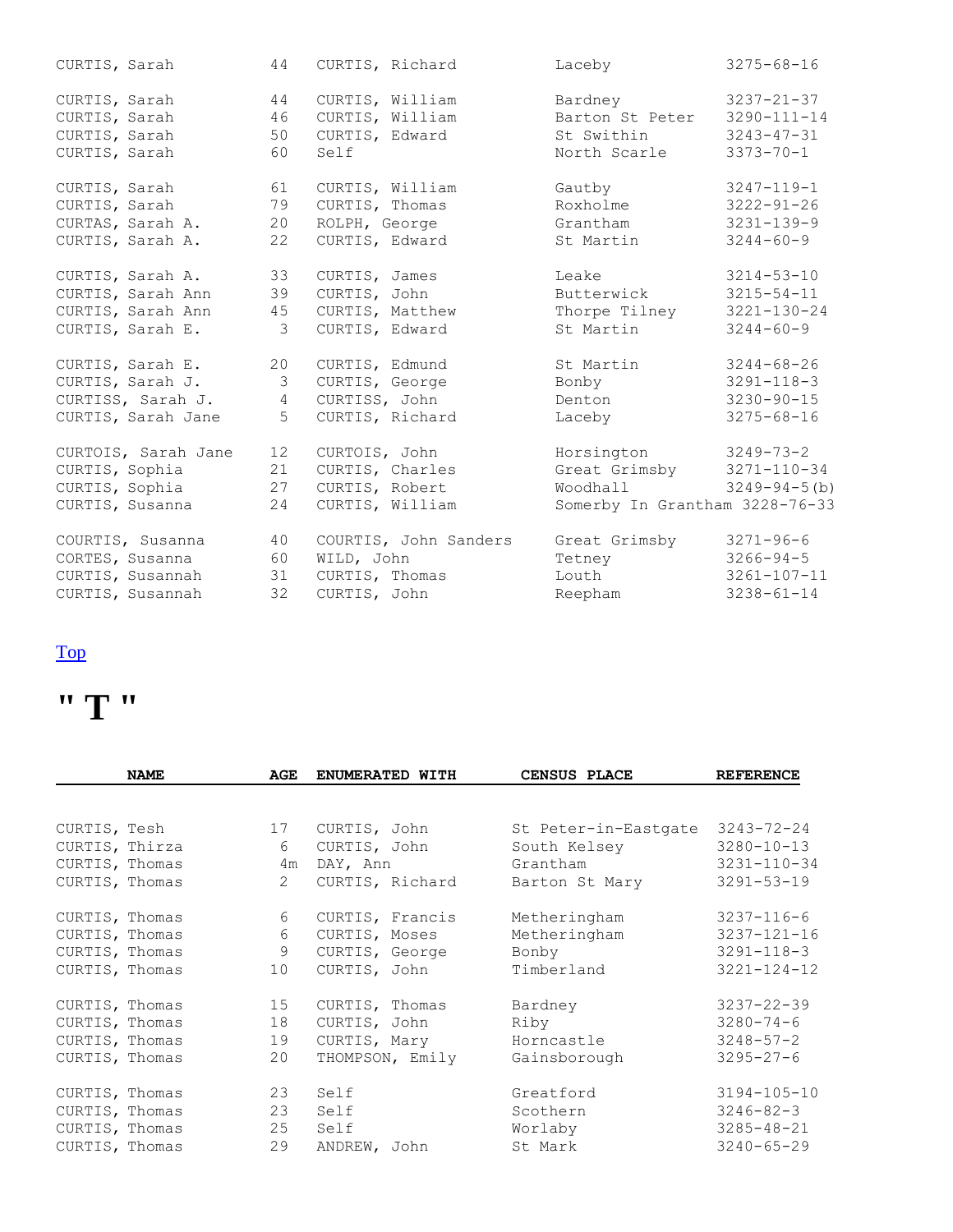| | | | | |
|---|---|---|---|---|
| CURTIS, Sarah | 44 | CURTIS, Richard | Laceby | 3275-68-16 |
| CURTIS, Sarah | 44 | CURTIS, William | Bardney | 3237-21-37 |
| CURTIS, Sarah | 46 | CURTIS, William | Barton St Peter | 3290-111-14 |
| CURTIS, Sarah | 50 | CURTIS, Edward | St Swithin | 3243-47-31 |
| CURTIS, Sarah | 60 | Self | North Scarle | 3373-70-1 |
| CURTIS, Sarah | 61 | CURTIS, William | Gautby | 3247-119-1 |
| CURTIS, Sarah | 79 | CURTIS, Thomas | Roxholme | 3222-91-26 |
| CURTAS, Sarah A. | 20 | ROLPH, George | Grantham | 3231-139-9 |
| CURTIS, Sarah A. | 22 | CURTIS, Edward | St Martin | 3244-60-9 |
| CURTIS, Sarah A. | 33 | CURTIS, James | Leake | 3214-53-10 |
| CURTIS, Sarah Ann | 39 | CURTIS, John | Butterwick | 3215-54-11 |
| CURTIS, Sarah Ann | 45 | CURTIS, Matthew | Thorpe Tilney | 3221-130-24 |
| CURTIS, Sarah E. | 3 | CURTIS, Edward | St Martin | 3244-60-9 |
| CURTIS, Sarah E. | 20 | CURTIS, Edmund | St Martin | 3244-68-26 |
| CURTIS, Sarah J. | 3 | CURTIS, George | Bonby | 3291-118-3 |
| CURTISS, Sarah J. | 4 | CURTISS, John | Denton | 3230-90-15 |
| CURTIS, Sarah Jane | 5 | CURTIS, Richard | Laceby | 3275-68-16 |
| CURTOIS, Sarah Jane | 12 | CURTOIS, John | Horsington | 3249-73-2 |
| CURTIS, Sophia | 21 | CURTIS, Charles | Great Grimsby | 3271-110-34 |
| CURTIS, Sophia | 27 | CURTIS, Robert | Woodhall | 3249-94-5(b) |
| CURTIS, Susanna | 24 | CURTIS, William | Somerby In Grantham | 3228-76-33 |
| COURTIS, Susanna | 40 | COURTIS, John Sanders | Great Grimsby | 3271-96-6 |
| CORTES, Susanna | 60 | WILD, John | Tetney | 3266-94-5 |
| CURTIS, Susannah | 31 | CURTIS, Thomas | Louth | 3261-107-11 |
| CURTIS, Susannah | 32 | CURTIS, John | Reepham | 3238-61-14 |

Top

# " T "

| NAME | AGE | ENUMERATED WITH | CENSUS PLACE | REFERENCE |
|---|---|---|---|---|
| CURTIS, Tesh | 17 | CURTIS, John | St Peter-in-Eastgate | 3243-72-24 |
| CURTIS, Thirza | 6 | CURTIS, John | South Kelsey | 3280-10-13 |
| CURTIS, Thomas | 4m | DAY, Ann | Grantham | 3231-110-34 |
| CURTIS, Thomas | 2 | CURTIS, Richard | Barton St Mary | 3291-53-19 |
| CURTIS, Thomas | 6 | CURTIS, Francis | Metheringham | 3237-116-6 |
| CURTIS, Thomas | 6 | CURTIS, Moses | Metheringham | 3237-121-16 |
| CURTIS, Thomas | 9 | CURTIS, George | Bonby | 3291-118-3 |
| CURTIS, Thomas | 10 | CURTIS, John | Timberland | 3221-124-12 |
| CURTIS, Thomas | 15 | CURTIS, Thomas | Bardney | 3237-22-39 |
| CURTIS, Thomas | 18 | CURTIS, John | Riby | 3280-74-6 |
| CURTIS, Thomas | 19 | CURTIS, Mary | Horncastle | 3248-57-2 |
| CURTIS, Thomas | 20 | THOMPSON, Emily | Gainsborough | 3295-27-6 |
| CURTIS, Thomas | 23 | Self | Greatford | 3194-105-10 |
| CURTIS, Thomas | 23 | Self | Scothern | 3246-82-3 |
| CURTIS, Thomas | 25 | Self | Worlaby | 3285-48-21 |
| CURTIS, Thomas | 29 | ANDREW, John | St Mark | 3240-65-29 |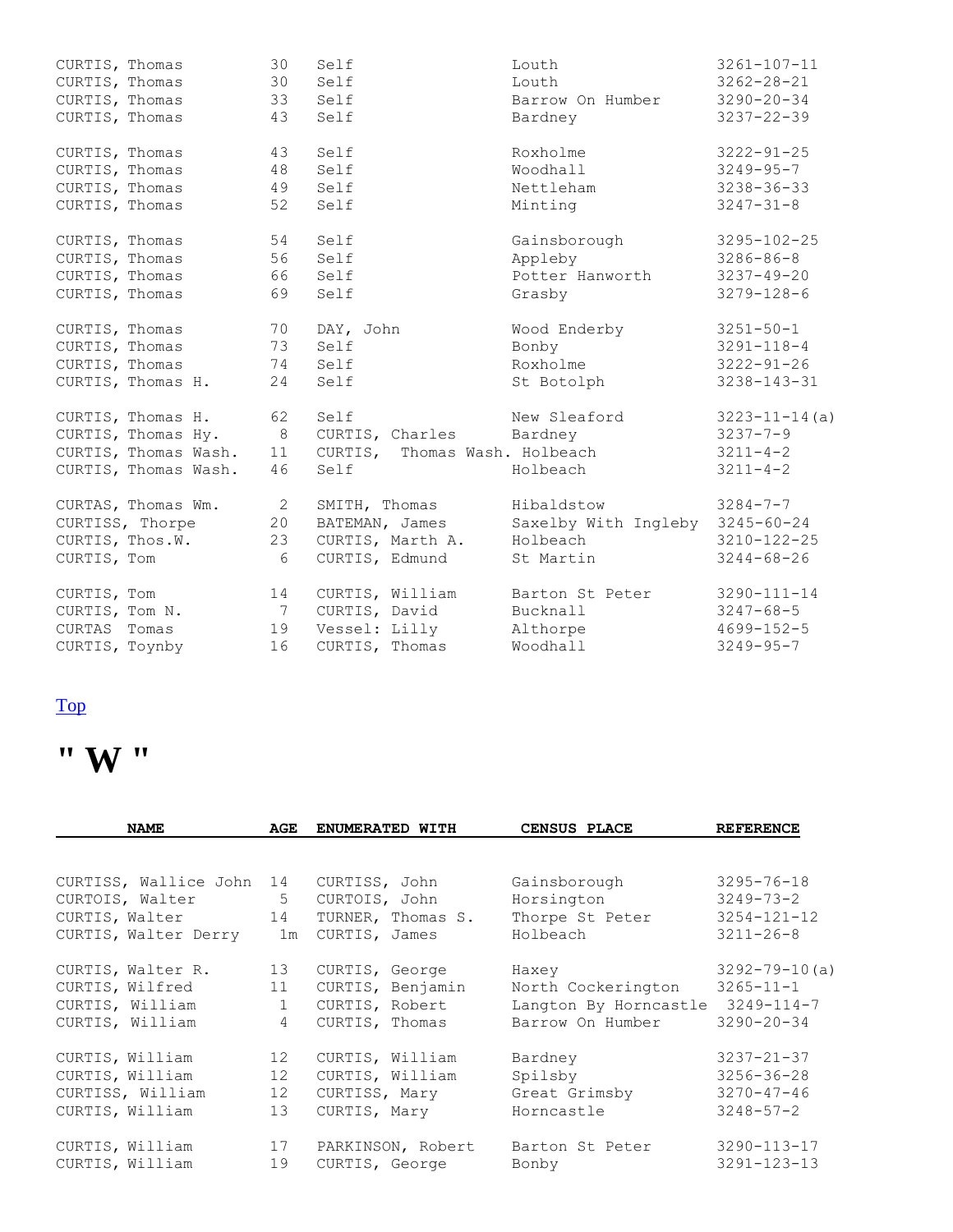| | | | | |
|---|---|---|---|---|
| CURTIS, Thomas | 30 | Self | Louth | 3261-107-11 |
| CURTIS, Thomas | 30 | Self | Louth | 3262-28-21 |
| CURTIS, Thomas | 33 | Self | Barrow On Humber | 3290-20-34 |
| CURTIS, Thomas | 43 | Self | Bardney | 3237-22-39 |
| CURTIS, Thomas | 43 | Self | Roxholme | 3222-91-25 |
| CURTIS, Thomas | 48 | Self | Woodhall | 3249-95-7 |
| CURTIS, Thomas | 49 | Self | Nettleham | 3238-36-33 |
| CURTIS, Thomas | 52 | Self | Minting | 3247-31-8 |
| CURTIS, Thomas | 54 | Self | Gainsborough | 3295-102-25 |
| CURTIS, Thomas | 56 | Self | Appleby | 3286-86-8 |
| CURTIS, Thomas | 66 | Self | Potter Hanworth | 3237-49-20 |
| CURTIS, Thomas | 69 | Self | Grasby | 3279-128-6 |
| CURTIS, Thomas | 70 | DAY, John | Wood Enderby | 3251-50-1 |
| CURTIS, Thomas | 73 | Self | Bonby | 3291-118-4 |
| CURTIS, Thomas | 74 | Self | Roxholme | 3222-91-26 |
| CURTIS, Thomas H. | 24 | Self | St Botolph | 3238-143-31 |
| CURTIS, Thomas H. | 62 | Self | New Sleaford | 3223-11-14(a) |
| CURTIS, Thomas Hy. | 8 | CURTIS, Charles | Bardney | 3237-7-9 |
| CURTIS, Thomas Wash. | 11 | CURTIS, Thomas Wash. | Holbeach | 3211-4-2 |
| CURTIS, Thomas Wash. | 46 | Self | Holbeach | 3211-4-2 |
| CURTAS, Thomas Wm. | 2 | SMITH, Thomas | Hibaldstow | 3284-7-7 |
| CURTISS, Thorpe | 20 | BATEMAN, James | Saxelby With Ingleby | 3245-60-24 |
| CURTIS, Thos.W. | 23 | CURTIS, Marth A. | Holbeach | 3210-122-25 |
| CURTIS, Tom | 6 | CURTIS, Edmund | St Martin | 3244-68-26 |
| CURTIS, Tom | 14 | CURTIS, William | Barton St Peter | 3290-111-14 |
| CURTIS, Tom N. | 7 | CURTIS, David | Bucknall | 3247-68-5 |
| CURTAS Tomas | 19 | Vessel: Lilly | Althorpe | 4699-152-5 |
| CURTIS, Toynby | 16 | CURTIS, Thomas | Woodhall | 3249-95-7 |

Top

# " W "

| NAME | AGE | ENUMERATED WITH | CENSUS PLACE | REFERENCE |
|---|---|---|---|---|
| CURTISS, Wallice John | 14 | CURTISS, John | Gainsborough | 3295-76-18 |
| CURTOIS, Walter | 5 | CURTOIS, John | Horsington | 3249-73-2 |
| CURTIS, Walter | 14 | TURNER, Thomas S. | Thorpe St Peter | 3254-121-12 |
| CURTIS, Walter Derry | 1m | CURTIS, James | Holbeach | 3211-26-8 |
| CURTIS, Walter R. | 13 | CURTIS, George | Haxey | 3292-79-10(a) |
| CURTIS, Wilfred | 11 | CURTIS, Benjamin | North Cockerington | 3265-11-1 |
| CURTIS, William | 1 | CURTIS, Robert | Langton By Horncastle | 3249-114-7 |
| CURTIS, William | 4 | CURTIS, Thomas | Barrow On Humber | 3290-20-34 |
| CURTIS, William | 12 | CURTIS, William | Bardney | 3237-21-37 |
| CURTIS, William | 12 | CURTIS, William | Spilsby | 3256-36-28 |
| CURTISS, William | 12 | CURTISS, Mary | Great Grimsby | 3270-47-46 |
| CURTIS, William | 13 | CURTIS, Mary | Horncastle | 3248-57-2 |
| CURTIS, William | 17 | PARKINSON, Robert | Barton St Peter | 3290-113-17 |
| CURTIS, William | 19 | CURTIS, George | Bonby | 3291-123-13 |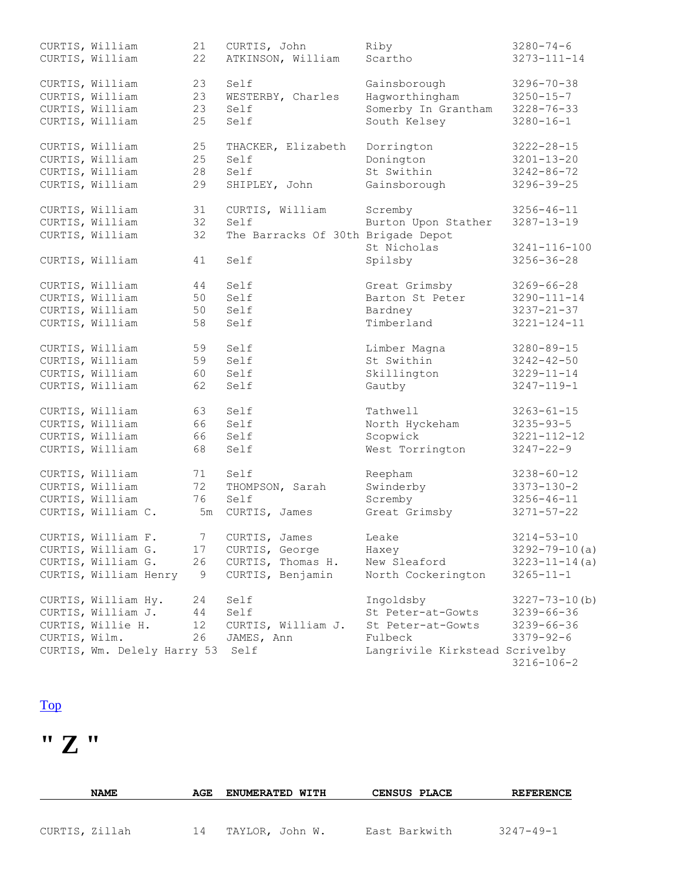| | | | | |
|---|---|---|---|---|
| CURTIS, William | 21 | CURTIS, John | Riby | 3280-74-6 |
| CURTIS, William | 22 | ATKINSON, William | Scartho | 3273-111-14 |
| CURTIS, William | 23 | Self | Gainsborough | 3296-70-38 |
| CURTIS, William | 23 | WESTERBY, Charles | Hagworthingham | 3250-15-7 |
| CURTIS, William | 23 | Self | Somerby In Grantham | 3228-76-33 |
| CURTIS, William | 25 | Self | South Kelsey | 3280-16-1 |
| CURTIS, William | 25 | THACKER, Elizabeth | Dorrington | 3222-28-15 |
| CURTIS, William | 25 | Self | Donington | 3201-13-20 |
| CURTIS, William | 28 | Self | St Swithin | 3242-86-72 |
| CURTIS, William | 29 | SHIPLEY, John | Gainsborough | 3296-39-25 |
| CURTIS, William | 31 | CURTIS, William | Scremby | 3256-46-11 |
| CURTIS, William | 32 | Self | Burton Upon Stather | 3287-13-19 |
| CURTIS, William | 32 | The Barracks Of 30th Brigade Depot | St Nicholas | 3241-116-100 |
| CURTIS, William | 41 | Self | Spilsby | 3256-36-28 |
| CURTIS, William | 44 | Self | Great Grimsby | 3269-66-28 |
| CURTIS, William | 50 | Self | Barton St Peter | 3290-111-14 |
| CURTIS, William | 50 | Self | Bardney | 3237-21-37 |
| CURTIS, William | 58 | Self | Timberland | 3221-124-11 |
| CURTIS, William | 59 | Self | Limber Magna | 3280-89-15 |
| CURTIS, William | 59 | Self | St Swithin | 3242-42-50 |
| CURTIS, William | 60 | Self | Skillington | 3229-11-14 |
| CURTIS, William | 62 | Self | Gautby | 3247-119-1 |
| CURTIS, William | 63 | Self | Tathwell | 3263-61-15 |
| CURTIS, William | 66 | Self | North Hyckeham | 3235-93-5 |
| CURTIS, William | 66 | Self | Scopwick | 3221-112-12 |
| CURTIS, William | 68 | Self | West Torrington | 3247-22-9 |
| CURTIS, William | 71 | Self | Reepham | 3238-60-12 |
| CURTIS, William | 72 | THOMPSON, Sarah | Swinderby | 3373-130-2 |
| CURTIS, William | 76 | Self | Scremby | 3256-46-11 |
| CURTIS, William C. | 5m | CURTIS, James | Great Grimsby | 3271-57-22 |
| CURTIS, William F. | 7 | CURTIS, James | Leake | 3214-53-10 |
| CURTIS, William G. | 17 | CURTIS, George | Haxey | 3292-79-10(a) |
| CURTIS, William G. | 26 | CURTIS, Thomas H. | New Sleaford | 3223-11-14(a) |
| CURTIS, William Henry | 9 | CURTIS, Benjamin | North Cockerington | 3265-11-1 |
| CURTIS, William Hy. | 24 | Self | Ingoldsby | 3227-73-10(b) |
| CURTIS, William J. | 44 | Self | St Peter-at-Gowts | 3239-66-36 |
| CURTIS, Willie H. | 12 | CURTIS, William J. | St Peter-at-Gowts | 3239-66-36 |
| CURTIS, Wilm. | 26 | JAMES, Ann | Fulbeck | 3379-92-6 |
| CURTIS, Wm. Delely Harry | 53 | Self | Langrivile Kirkstead Scrivelby | 3216-106-2 |

Top

# " Z "

| NAME | AGE | ENUMERATED WITH | CENSUS PLACE | REFERENCE |
|---|---|---|---|---|
| CURTIS, Zillah | 14 | TAYLOR, John W. | East Barkwith | 3247-49-1 |